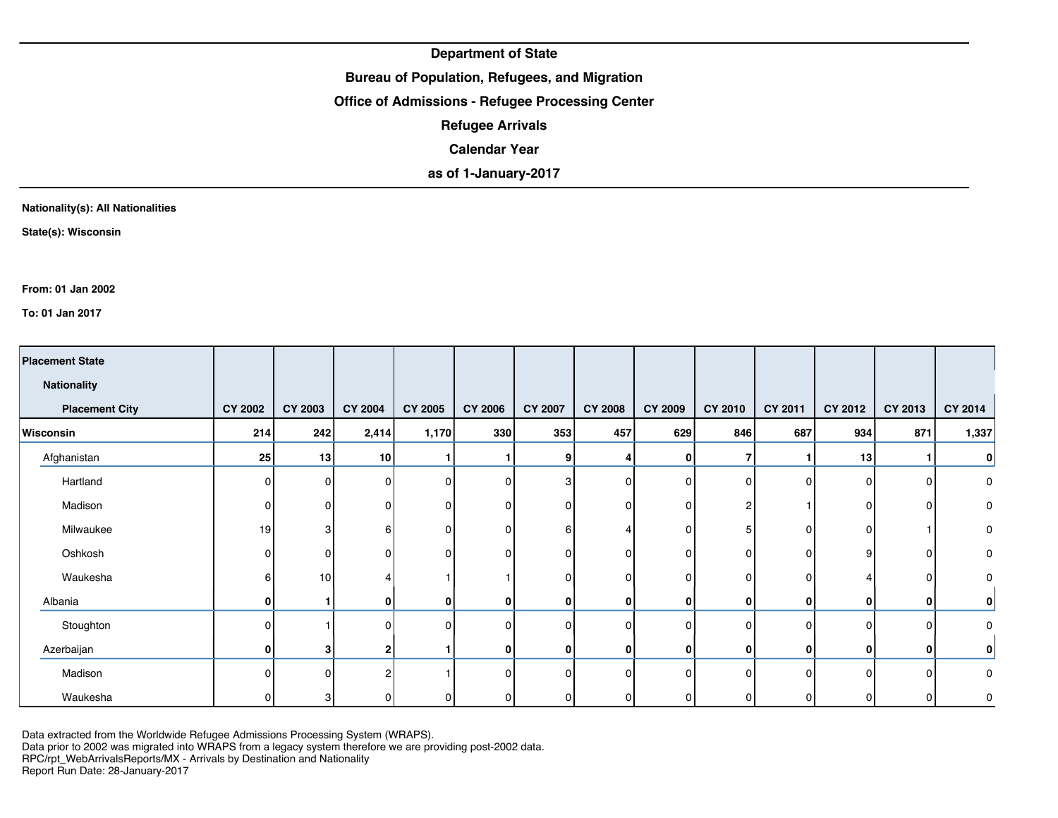**Department of State**

**Bureau of Population, Refugees, and Migration**

**Office of Admissions - Refugee Processing Center**

**Refugee Arrivals**

**Calendar Year**

**as of 1-January-2017**

**Nationality(s): All Nationalities**

**State(s): Wisconsin**

**From: 01 Jan 2002**

**To: 01 Jan 2017**

| Placement State / Nationality / Placement City | CY 2002 | CY 2003 | CY 2004 | CY 2005 | CY 2006 | CY 2007 | CY 2008 | CY 2009 | CY 2010 | CY 2011 | CY 2012 | CY 2013 | CY 2014 |
|---|---|---|---|---|---|---|---|---|---|---|---|---|---|
| **Wisconsin** | **214** | **242** | **2,414** | **1,170** | **330** | **353** | **457** | **629** | **846** | **687** | **934** | **871** | **1,337** |
| Afghanistan | **25** | **13** | **10** | **1** | **1** | **9** | **4** | **0** | **7** | **1** | **13** | **1** | **0** |
| Hartland | 0 | 0 | 0 | 0 | 0 | 3 | 0 | 0 | 0 | 0 | 0 | 0 | 0 |
| Madison | 0 | 0 | 0 | 0 | 0 | 0 | 0 | 0 | 2 | 1 | 0 | 0 | 0 |
| Milwaukee | 19 | 3 | 6 | 0 | 0 | 6 | 4 | 0 | 5 | 0 | 0 | 1 | 0 |
| Oshkosh | 0 | 0 | 0 | 0 | 0 | 0 | 0 | 0 | 0 | 0 | 9 | 0 | 0 |
| Waukesha | 6 | 10 | 4 | 1 | 1 | 0 | 0 | 0 | 0 | 0 | 4 | 0 | 0 |
| Albania | **0** | **1** | **0** | **0** | **0** | **0** | **0** | **0** | **0** | **0** | **0** | **0** | **0** |
| Stoughton | 0 | 1 | 0 | 0 | 0 | 0 | 0 | 0 | 0 | 0 | 0 | 0 | 0 |
| Azerbaijan | **0** | **3** | **2** | **1** | **0** | **0** | **0** | **0** | **0** | **0** | **0** | **0** | **0** |
| Madison | 0 | 0 | 2 | 1 | 0 | 0 | 0 | 0 | 0 | 0 | 0 | 0 | 0 |
| Waukesha | 0 | 3 | 0 | 0 | 0 | 0 | 0 | 0 | 0 | 0 | 0 | 0 | 0 |

Data extracted from the Worldwide Refugee Admissions Processing System (WRAPS).
Data prior to 2002 was migrated into WRAPS from a legacy system therefore we are providing post-2002 data.
RPC/rpt_WebArrivalsReports/MX - Arrivals by Destination and Nationality
Report Run Date: 28-January-2017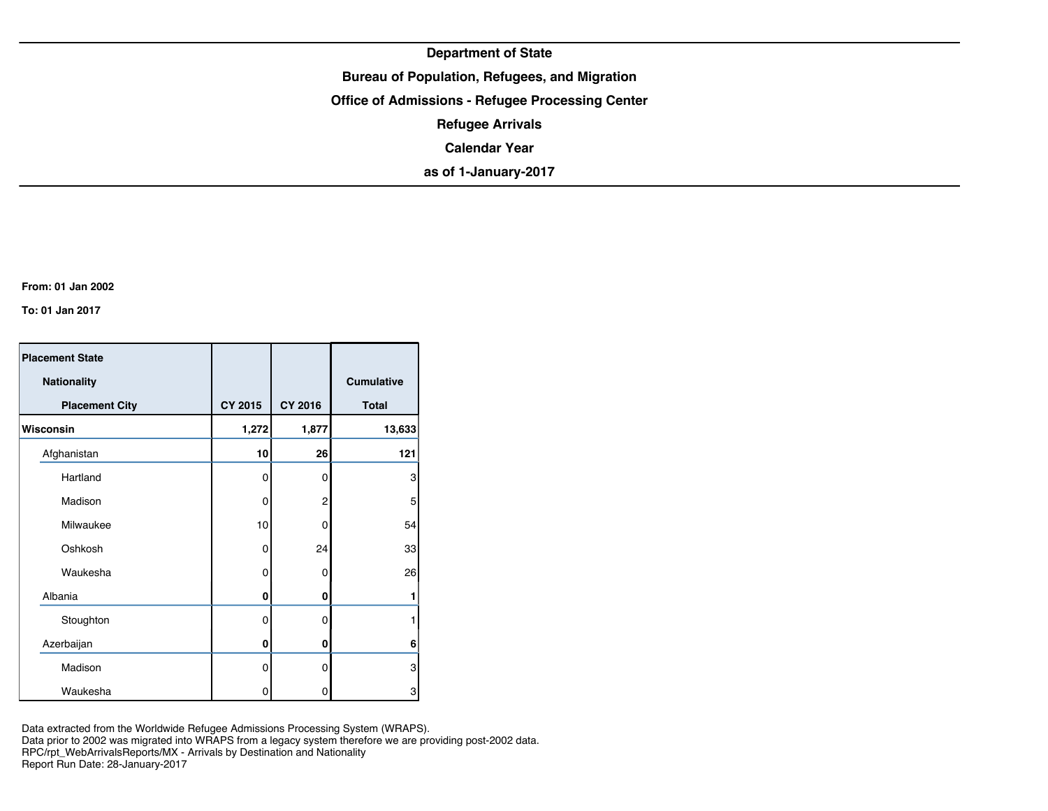**Department of State**

**Bureau of Population, Refugees, and Migration**

**Office of Admissions - Refugee Processing Center**

**Refugee Arrivals**

**Calendar Year**

**as of 1-January-2017**

**From: 01 Jan 2002**

**To: 01 Jan 2017**

| Placement State / Nationality / Placement City | CY 2015 | CY 2016 | Cumulative Total |
|---|---|---|---|
| **Wisconsin** | **1,272** | **1,877** | **13,633** |
| Afghanistan | **10** | **26** | **121** |
| Hartland | 0 | 0 | 3 |
| Madison | 0 | 2 | 5 |
| Milwaukee | 10 | 0 | 54 |
| Oshkosh | 0 | 24 | 33 |
| Waukesha | 0 | 0 | 26 |
| Albania | **0** | **0** | **1** |
| Stoughton | 0 | 0 | 1 |
| Azerbaijan | **0** | **0** | **6** |
| Madison | 0 | 0 | 3 |
| Waukesha | 0 | 0 | 3 |

Data extracted from the Worldwide Refugee Admissions Processing System (WRAPS).
Data prior to 2002 was migrated into WRAPS from a legacy system therefore we are providing post-2002 data.
RPC/rpt_WebArrivalsReports/MX - Arrivals by Destination and Nationality
Report Run Date: 28-January-2017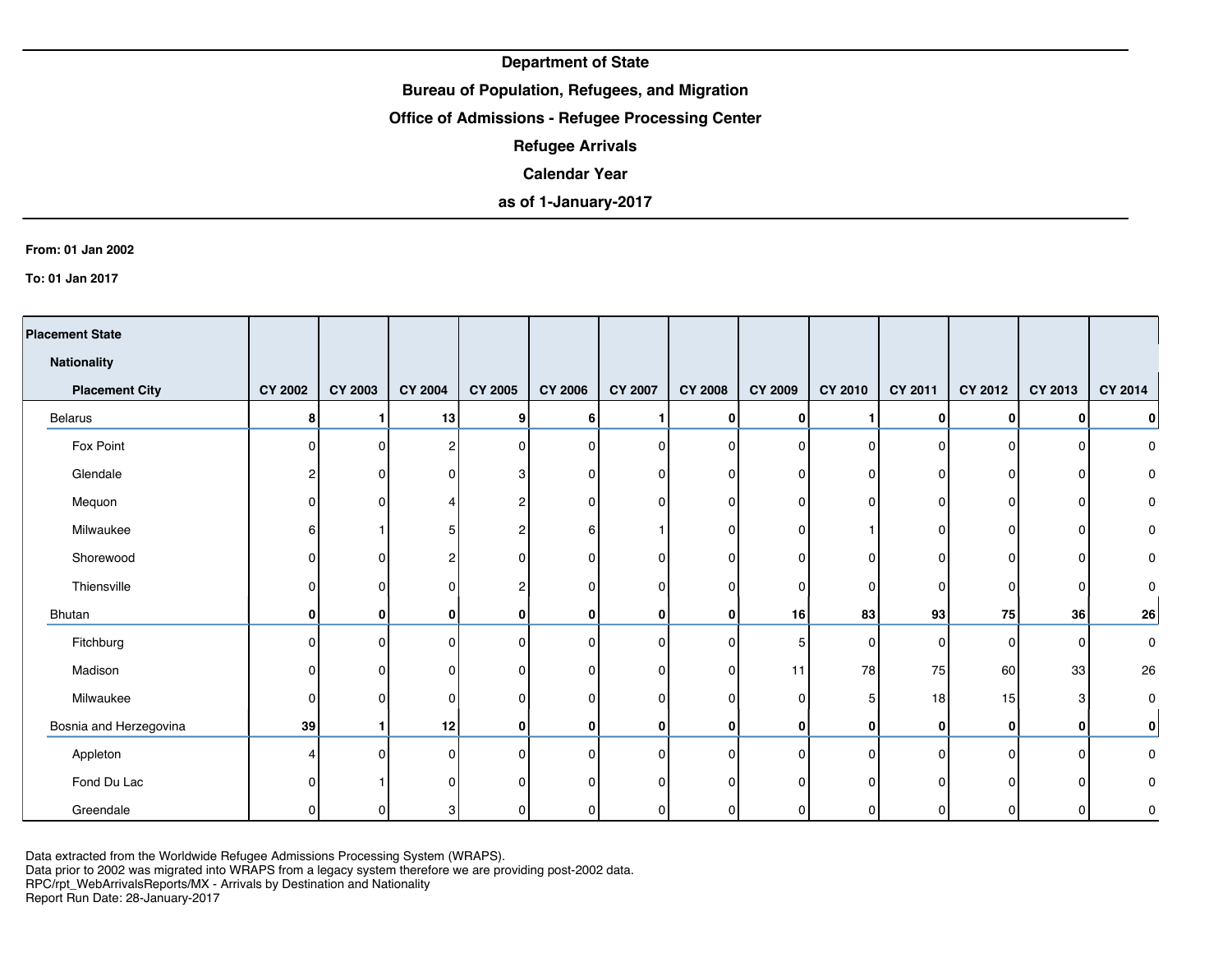**Department of State**

**Bureau of Population, Refugees, and Migration**

**Office of Admissions - Refugee Processing Center**

**Refugee Arrivals**

**Calendar Year**

**as of 1-January-2017**

**From: 01 Jan 2002**

**To: 01 Jan 2017**

| Placement State / Nationality / Placement City | CY 2002 | CY 2003 | CY 2004 | CY 2005 | CY 2006 | CY 2007 | CY 2008 | CY 2009 | CY 2010 | CY 2011 | CY 2012 | CY 2013 | CY 2014 |
|---|---|---|---|---|---|---|---|---|---|---|---|---|---|
| **Belarus** | **8** | **1** | **13** | **9** | **6** | **1** | **0** | **0** | **1** | **0** | **0** | **0** | **0** |
| Fox Point | 0 | 0 | 2 | 0 | 0 | 0 | 0 | 0 | 0 | 0 | 0 | 0 | 0 |
| Glendale | 2 | 0 | 0 | 3 | 0 | 0 | 0 | 0 | 0 | 0 | 0 | 0 | 0 |
| Mequon | 0 | 0 | 4 | 2 | 0 | 0 | 0 | 0 | 0 | 0 | 0 | 0 | 0 |
| Milwaukee | 6 | 1 | 5 | 2 | 6 | 1 | 0 | 0 | 1 | 0 | 0 | 0 | 0 |
| Shorewood | 0 | 0 | 2 | 0 | 0 | 0 | 0 | 0 | 0 | 0 | 0 | 0 | 0 |
| Thiensville | 0 | 0 | 0 | 2 | 0 | 0 | 0 | 0 | 0 | 0 | 0 | 0 | 0 |
| **Bhutan** | **0** | **0** | **0** | **0** | **0** | **0** | **0** | **16** | **83** | **93** | **75** | **36** | **26** |
| Fitchburg | 0 | 0 | 0 | 0 | 0 | 0 | 0 | 5 | 0 | 0 | 0 | 0 | 0 |
| Madison | 0 | 0 | 0 | 0 | 0 | 0 | 0 | 11 | 78 | 75 | 60 | 33 | 26 |
| Milwaukee | 0 | 0 | 0 | 0 | 0 | 0 | 0 | 0 | 5 | 18 | 15 | 3 | 0 |
| **Bosnia and Herzegovina** | **39** | **1** | **12** | **0** | **0** | **0** | **0** | **0** | **0** | **0** | **0** | **0** | **0** |
| Appleton | 4 | 0 | 0 | 0 | 0 | 0 | 0 | 0 | 0 | 0 | 0 | 0 | 0 |
| Fond Du Lac | 0 | 1 | 0 | 0 | 0 | 0 | 0 | 0 | 0 | 0 | 0 | 0 | 0 |
| Greendale | 0 | 0 | 3 | 0 | 0 | 0 | 0 | 0 | 0 | 0 | 0 | 0 | 0 |

Data extracted from the Worldwide Refugee Admissions Processing System (WRAPS).
Data prior to 2002 was migrated into WRAPS from a legacy system therefore we are providing post-2002 data.
RPC/rpt_WebArrivalsReports/MX - Arrivals by Destination and Nationality
Report Run Date: 28-January-2017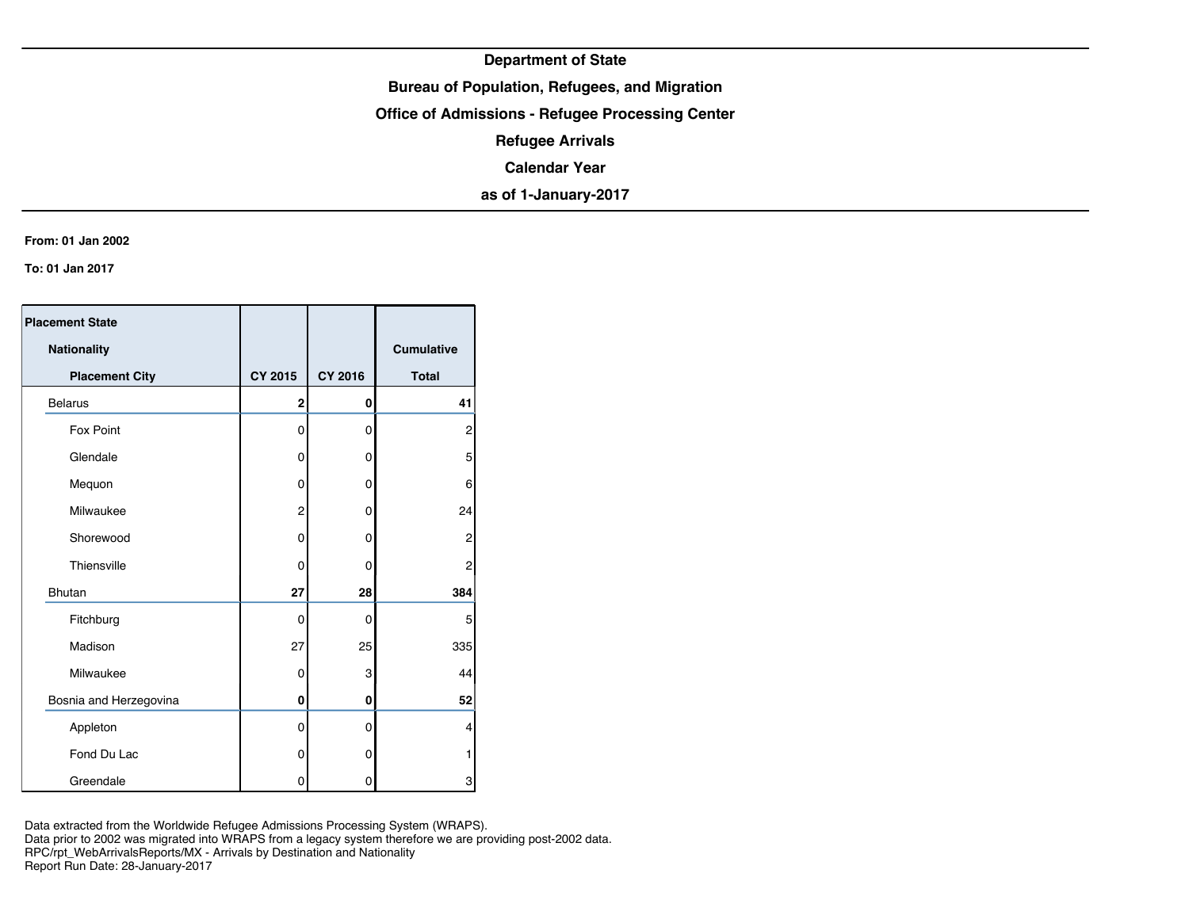**Department of State**

**Bureau of Population, Refugees, and Migration**

**Office of Admissions - Refugee Processing Center**

**Refugee Arrivals**

**Calendar Year**

**as of 1-January-2017**

**From: 01 Jan 2002**

**To: 01 Jan 2017**

| Placement State / Nationality / Placement City | CY 2015 | CY 2016 | Cumulative Total |
|---|---|---|---|
| Belarus | **2** | **0** | **41** |
| Fox Point | 0 | 0 | 2 |
| Glendale | 0 | 0 | 5 |
| Mequon | 0 | 0 | 6 |
| Milwaukee | 2 | 0 | 24 |
| Shorewood | 0 | 0 | 2 |
| Thiensville | 0 | 0 | 2 |
| Bhutan | **27** | **28** | **384** |
| Fitchburg | 0 | 0 | 5 |
| Madison | 27 | 25 | 335 |
| Milwaukee | 0 | 3 | 44 |
| Bosnia and Herzegovina | **0** | **0** | **52** |
| Appleton | 0 | 0 | 4 |
| Fond Du Lac | 0 | 0 | 1 |
| Greendale | 0 | 0 | 3 |

Data extracted from the Worldwide Refugee Admissions Processing System (WRAPS).
Data prior to 2002 was migrated into WRAPS from a legacy system therefore we are providing post-2002 data.
RPC/rpt_WebArrivalsReports/MX - Arrivals by Destination and Nationality
Report Run Date: 28-January-2017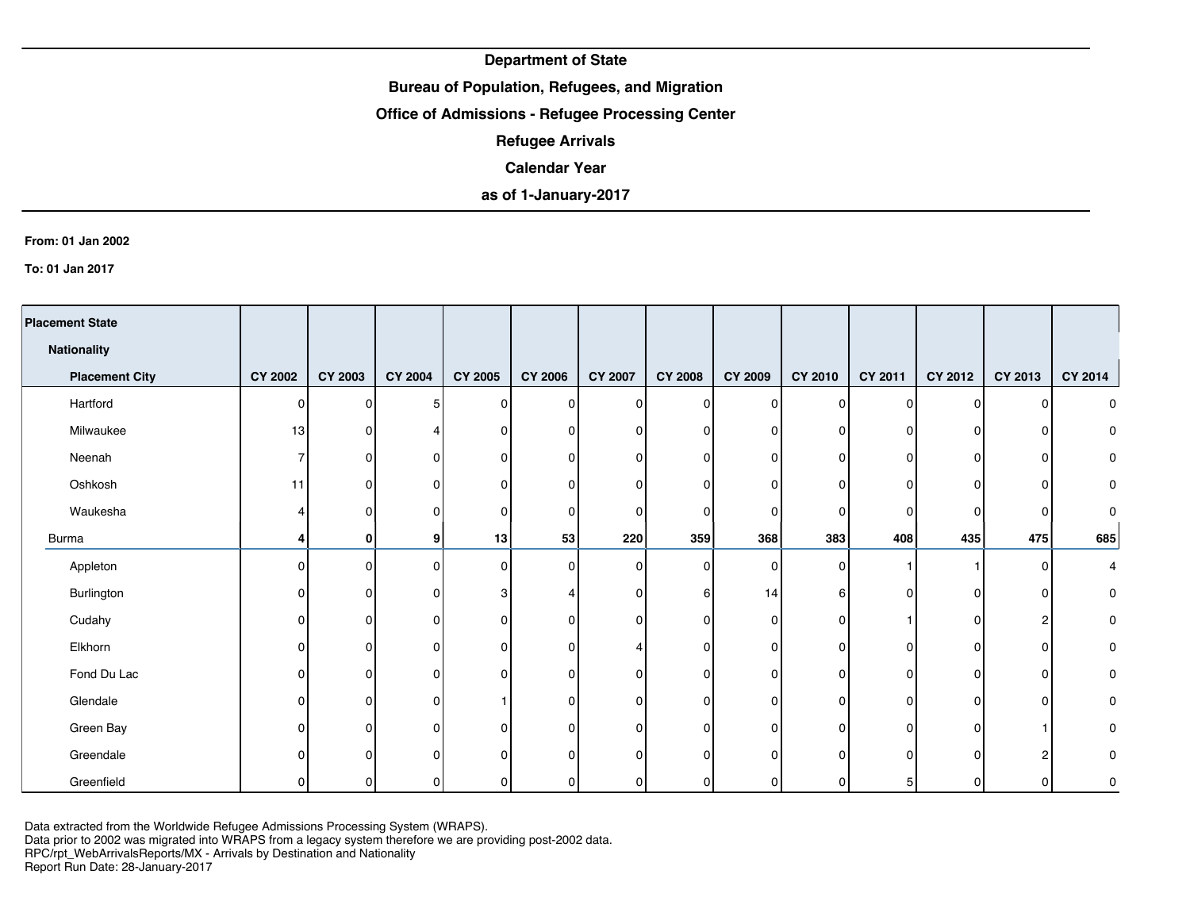**Department of State**

**Bureau of Population, Refugees, and Migration**

**Office of Admissions - Refugee Processing Center**

**Refugee Arrivals**

**Calendar Year**

**as of 1-January-2017**

**From: 01 Jan 2002**

**To: 01 Jan 2017**

| Placement State / Nationality / Placement City | CY 2002 | CY 2003 | CY 2004 | CY 2005 | CY 2006 | CY 2007 | CY 2008 | CY 2009 | CY 2010 | CY 2011 | CY 2012 | CY 2013 | CY 2014 |
|---|---|---|---|---|---|---|---|---|---|---|---|---|---|
| Hartford | 0 | 0 | 5 | 0 | 0 | 0 | 0 | 0 | 0 | 0 | 0 | 0 | 0 |
| Milwaukee | 13 | 0 | 4 | 0 | 0 | 0 | 0 | 0 | 0 | 0 | 0 | 0 | 0 |
| Neenah | 7 | 0 | 0 | 0 | 0 | 0 | 0 | 0 | 0 | 0 | 0 | 0 | 0 |
| Oshkosh | 11 | 0 | 0 | 0 | 0 | 0 | 0 | 0 | 0 | 0 | 0 | 0 | 0 |
| Waukesha | 4 | 0 | 0 | 0 | 0 | 0 | 0 | 0 | 0 | 0 | 0 | 0 | 0 |
| Burma | **4** | **0** | **9** | **13** | **53** | **220** | **359** | **368** | **383** | **408** | **435** | **475** | **685** |
| Appleton | 0 | 0 | 0 | 0 | 0 | 0 | 0 | 0 | 0 | 1 | 1 | 0 | 4 |
| Burlington | 0 | 0 | 0 | 3 | 4 | 0 | 6 | 14 | 6 | 0 | 0 | 0 | 0 |
| Cudahy | 0 | 0 | 0 | 0 | 0 | 0 | 0 | 0 | 0 | 1 | 0 | 2 | 0 |
| Elkhorn | 0 | 0 | 0 | 0 | 0 | 4 | 0 | 0 | 0 | 0 | 0 | 0 | 0 |
| Fond Du Lac | 0 | 0 | 0 | 0 | 0 | 0 | 0 | 0 | 0 | 0 | 0 | 0 | 0 |
| Glendale | 0 | 0 | 0 | 1 | 0 | 0 | 0 | 0 | 0 | 0 | 0 | 0 | 0 |
| Green Bay | 0 | 0 | 0 | 0 | 0 | 0 | 0 | 0 | 0 | 0 | 0 | 1 | 0 |
| Greendale | 0 | 0 | 0 | 0 | 0 | 0 | 0 | 0 | 0 | 0 | 0 | 2 | 0 |
| Greenfield | 0 | 0 | 0 | 0 | 0 | 0 | 0 | 0 | 0 | 5 | 0 | 0 | 0 |

Data extracted from the Worldwide Refugee Admissions Processing System (WRAPS).
Data prior to 2002 was migrated into WRAPS from a legacy system therefore we are providing post-2002 data.
RPC/rpt_WebArrivalsReports/MX - Arrivals by Destination and Nationality
Report Run Date: 28-January-2017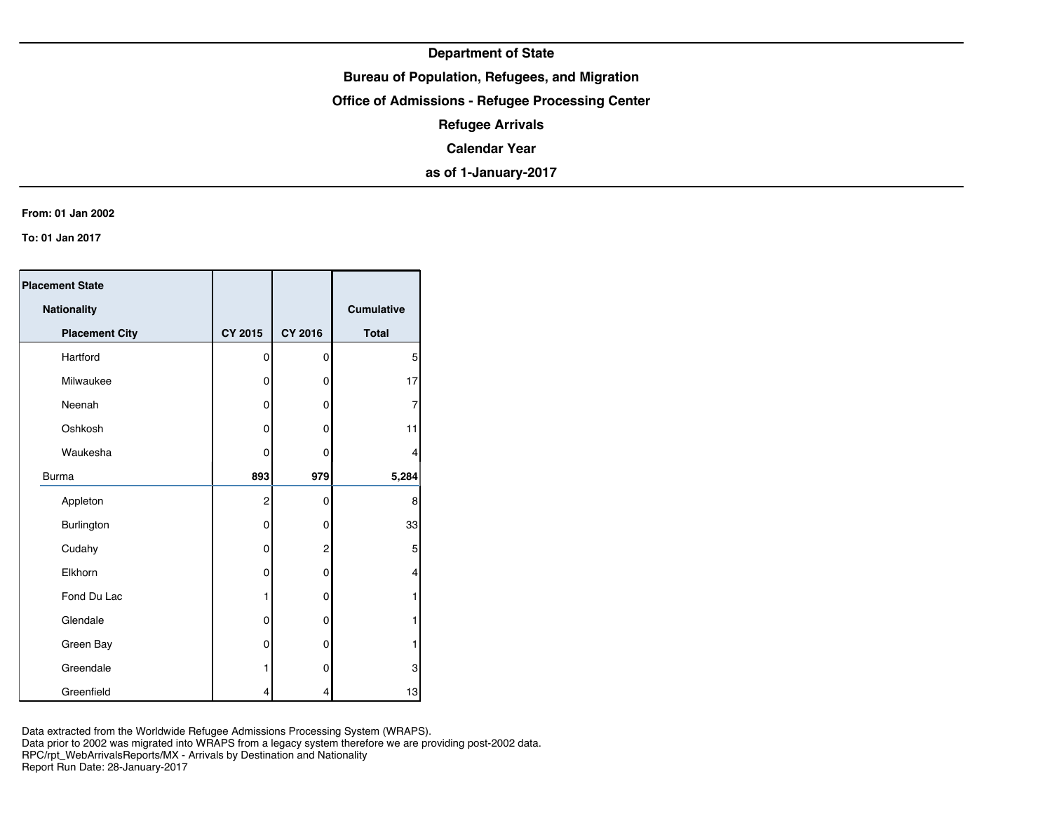**Department of State**

**Bureau of Population, Refugees, and Migration**

**Office of Admissions - Refugee Processing Center**

**Refugee Arrivals**

**Calendar Year**

**as of 1-January-2017**

**From: 01 Jan 2002**

**To: 01 Jan 2017**

| Placement State / Nationality / Placement City | CY 2015 | CY 2016 | Cumulative Total |
|---|---|---|---|
| Hartford | 0 | 0 | 5 |
| Milwaukee | 0 | 0 | 17 |
| Neenah | 0 | 0 | 7 |
| Oshkosh | 0 | 0 | 11 |
| Waukesha | 0 | 0 | 4 |
| **Burma** | **893** | **979** | **5,284** |
| Appleton | 2 | 0 | 8 |
| Burlington | 0 | 0 | 33 |
| Cudahy | 0 | 2 | 5 |
| Elkhorn | 0 | 0 | 4 |
| Fond Du Lac | 1 | 0 | 1 |
| Glendale | 0 | 0 | 1 |
| Green Bay | 0 | 0 | 1 |
| Greendale | 1 | 0 | 3 |
| Greenfield | 4 | 4 | 13 |

Data extracted from the Worldwide Refugee Admissions Processing System (WRAPS).
Data prior to 2002 was migrated into WRAPS from a legacy system therefore we are providing post-2002 data.
RPC/rpt_WebArrivalsReports/MX - Arrivals by Destination and Nationality
Report Run Date: 28-January-2017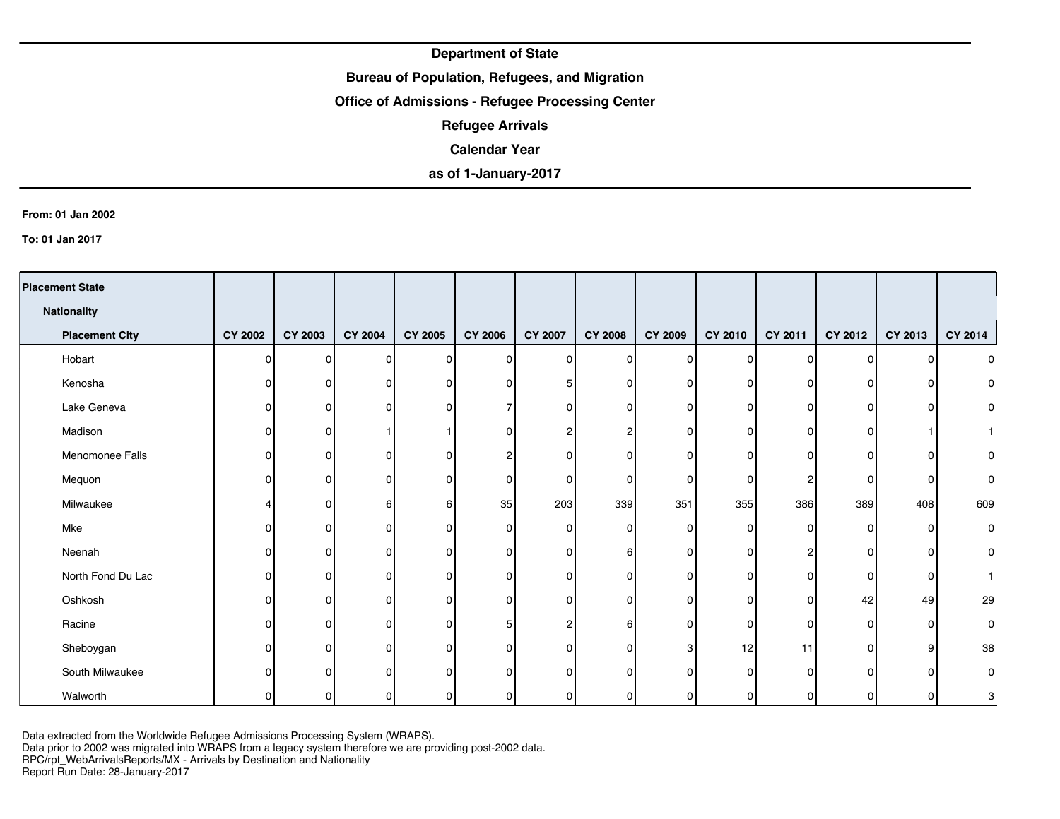**Department of State**

**Bureau of Population, Refugees, and Migration**

**Office of Admissions - Refugee Processing Center**

**Refugee Arrivals**

**Calendar Year**

**as of 1-January-2017**

**From: 01 Jan 2002**

**To: 01 Jan 2017**

| Placement State / Nationality / Placement City | CY 2002 | CY 2003 | CY 2004 | CY 2005 | CY 2006 | CY 2007 | CY 2008 | CY 2009 | CY 2010 | CY 2011 | CY 2012 | CY 2013 | CY 2014 |
|---|---|---|---|---|---|---|---|---|---|---|---|---|---|
| Hobart | 0 | 0 | 0 | 0 | 0 | 0 | 0 | 0 | 0 | 0 | 0 | 0 | 0 |
| Kenosha | 0 | 0 | 0 | 0 | 0 | 5 | 0 | 0 | 0 | 0 | 0 | 0 | 0 |
| Lake Geneva | 0 | 0 | 0 | 0 | 7 | 0 | 0 | 0 | 0 | 0 | 0 | 0 | 0 |
| Madison | 0 | 0 | 1 | 1 | 0 | 2 | 2 | 0 | 0 | 0 | 0 | 1 | 1 |
| Menomonee Falls | 0 | 0 | 0 | 0 | 2 | 0 | 0 | 0 | 0 | 0 | 0 | 0 | 0 |
| Mequon | 0 | 0 | 0 | 0 | 0 | 0 | 0 | 0 | 0 | 2 | 0 | 0 | 0 |
| Milwaukee | 4 | 0 | 6 | 6 | 35 | 203 | 339 | 351 | 355 | 386 | 389 | 408 | 609 |
| Mke | 0 | 0 | 0 | 0 | 0 | 0 | 0 | 0 | 0 | 0 | 0 | 0 | 0 |
| Neenah | 0 | 0 | 0 | 0 | 0 | 0 | 6 | 0 | 0 | 2 | 0 | 0 | 0 |
| North Fond Du Lac | 0 | 0 | 0 | 0 | 0 | 0 | 0 | 0 | 0 | 0 | 0 | 0 | 1 |
| Oshkosh | 0 | 0 | 0 | 0 | 0 | 0 | 0 | 0 | 0 | 0 | 42 | 49 | 29 |
| Racine | 0 | 0 | 0 | 0 | 5 | 2 | 6 | 0 | 0 | 0 | 0 | 0 | 0 |
| Sheboygan | 0 | 0 | 0 | 0 | 0 | 0 | 0 | 3 | 12 | 11 | 0 | 9 | 38 |
| South Milwaukee | 0 | 0 | 0 | 0 | 0 | 0 | 0 | 0 | 0 | 0 | 0 | 0 | 0 |
| Walworth | 0 | 0 | 0 | 0 | 0 | 0 | 0 | 0 | 0 | 0 | 0 | 0 | 3 |

Data extracted from the Worldwide Refugee Admissions Processing System (WRAPS).
Data prior to 2002 was migrated into WRAPS from a legacy system therefore we are providing post-2002 data.
RPC/rpt_WebArrivalsReports/MX - Arrivals by Destination and Nationality
Report Run Date: 28-January-2017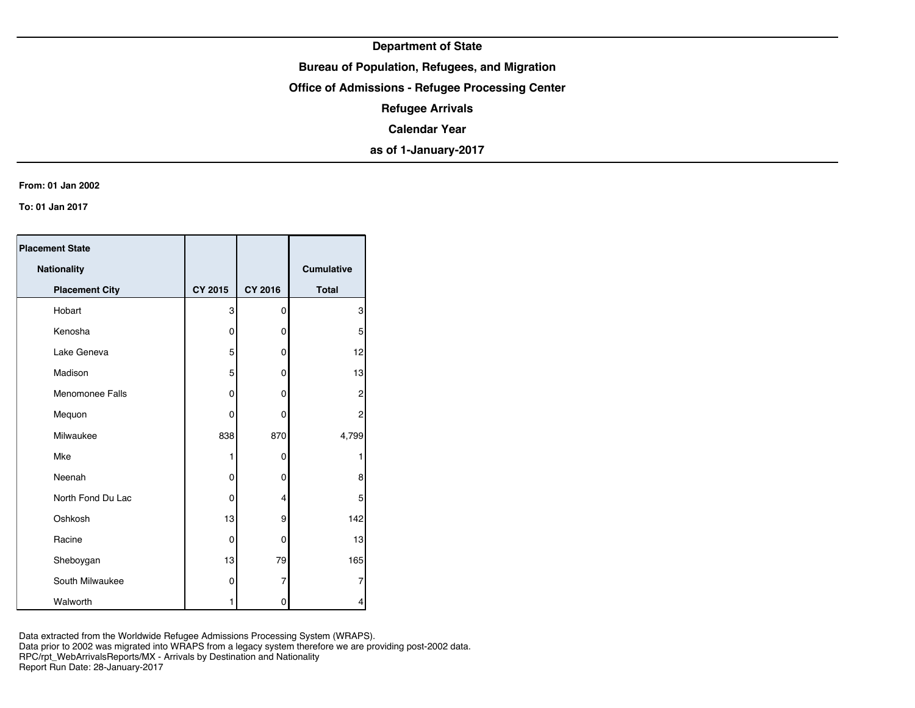**Department of State**

**Bureau of Population, Refugees, and Migration**

**Office of Admissions - Refugee Processing Center**

**Refugee Arrivals**

**Calendar Year**

**as of 1-January-2017**

**From: 01 Jan 2002**

**To: 01 Jan 2017**

| Placement State / Nationality / Placement City | CY 2015 | CY 2016 | Cumulative Total |
|---|---|---|---|
| Hobart | 3 | 0 | 3 |
| Kenosha | 0 | 0 | 5 |
| Lake Geneva | 5 | 0 | 12 |
| Madison | 5 | 0 | 13 |
| Menomonee Falls | 0 | 0 | 2 |
| Mequon | 0 | 0 | 2 |
| Milwaukee | 838 | 870 | 4,799 |
| Mke | 1 | 0 | 1 |
| Neenah | 0 | 0 | 8 |
| North Fond Du Lac | 0 | 4 | 5 |
| Oshkosh | 13 | 9 | 142 |
| Racine | 0 | 0 | 13 |
| Sheboygan | 13 | 79 | 165 |
| South Milwaukee | 0 | 7 | 7 |
| Walworth | 1 | 0 | 4 |

Data extracted from the Worldwide Refugee Admissions Processing System (WRAPS).
Data prior to 2002 was migrated into WRAPS from a legacy system therefore we are providing post-2002 data.
RPC/rpt_WebArrivalsReports/MX - Arrivals by Destination and Nationality
Report Run Date: 28-January-2017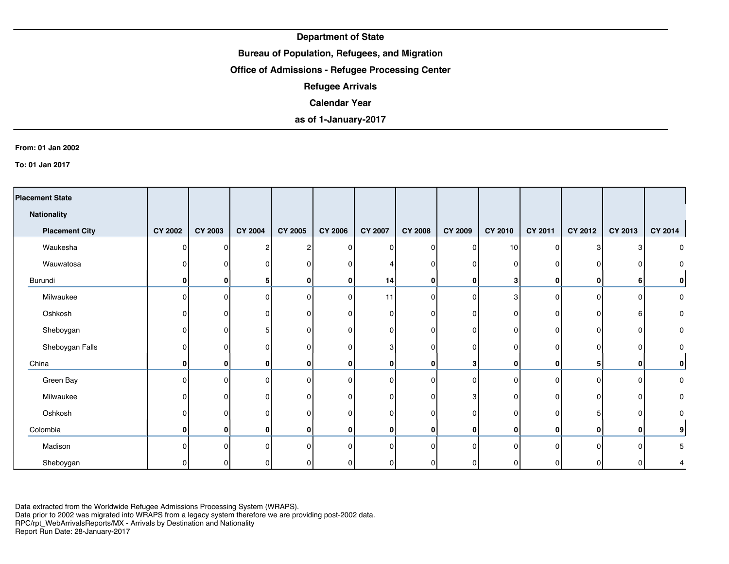**Department of State**

**Bureau of Population, Refugees, and Migration**

**Office of Admissions - Refugee Processing Center**

**Refugee Arrivals**

**Calendar Year**

**as of 1-January-2017**

**From: 01 Jan 2002**

**To: 01 Jan 2017**

| Placement State / Nationality / Placement City | CY 2002 | CY 2003 | CY 2004 | CY 2005 | CY 2006 | CY 2007 | CY 2008 | CY 2009 | CY 2010 | CY 2011 | CY 2012 | CY 2013 | CY 2014 |
|---|---|---|---|---|---|---|---|---|---|---|---|---|---|
| Waukesha | 0 | 0 | 2 | 2 | 0 | 0 | 0 | 0 | 10 | 0 | 3 | 3 | 0 |
| Wauwatosa | 0 | 0 | 0 | 0 | 0 | 4 | 0 | 0 | 0 | 0 | 0 | 0 | 0 |
| **Burundi** | **0** | **0** | **5** | **0** | **0** | **14** | **0** | **0** | **3** | **0** | **0** | **6** | **0** |
| Milwaukee | 0 | 0 | 0 | 0 | 0 | 11 | 0 | 0 | 3 | 0 | 0 | 0 | 0 |
| Oshkosh | 0 | 0 | 0 | 0 | 0 | 0 | 0 | 0 | 0 | 0 | 0 | 6 | 0 |
| Sheboygan | 0 | 0 | 5 | 0 | 0 | 0 | 0 | 0 | 0 | 0 | 0 | 0 | 0 |
| Sheboygan Falls | 0 | 0 | 0 | 0 | 0 | 3 | 0 | 0 | 0 | 0 | 0 | 0 | 0 |
| **China** | **0** | **0** | **0** | **0** | **0** | **0** | **0** | **3** | **0** | **0** | **5** | **0** | **0** |
| Green Bay | 0 | 0 | 0 | 0 | 0 | 0 | 0 | 0 | 0 | 0 | 0 | 0 | 0 |
| Milwaukee | 0 | 0 | 0 | 0 | 0 | 0 | 0 | 3 | 0 | 0 | 0 | 0 | 0 |
| Oshkosh | 0 | 0 | 0 | 0 | 0 | 0 | 0 | 0 | 0 | 0 | 5 | 0 | 0 |
| **Colombia** | **0** | **0** | **0** | **0** | **0** | **0** | **0** | **0** | **0** | **0** | **0** | **0** | **9** |
| Madison | 0 | 0 | 0 | 0 | 0 | 0 | 0 | 0 | 0 | 0 | 0 | 0 | 5 |
| Sheboygan | 0 | 0 | 0 | 0 | 0 | 0 | 0 | 0 | 0 | 0 | 0 | 0 | 4 |

Data extracted from the Worldwide Refugee Admissions Processing System (WRAPS).
Data prior to 2002 was migrated into WRAPS from a legacy system therefore we are providing post-2002 data.
RPC/rpt_WebArrivalsReports/MX - Arrivals by Destination and Nationality
Report Run Date: 28-January-2017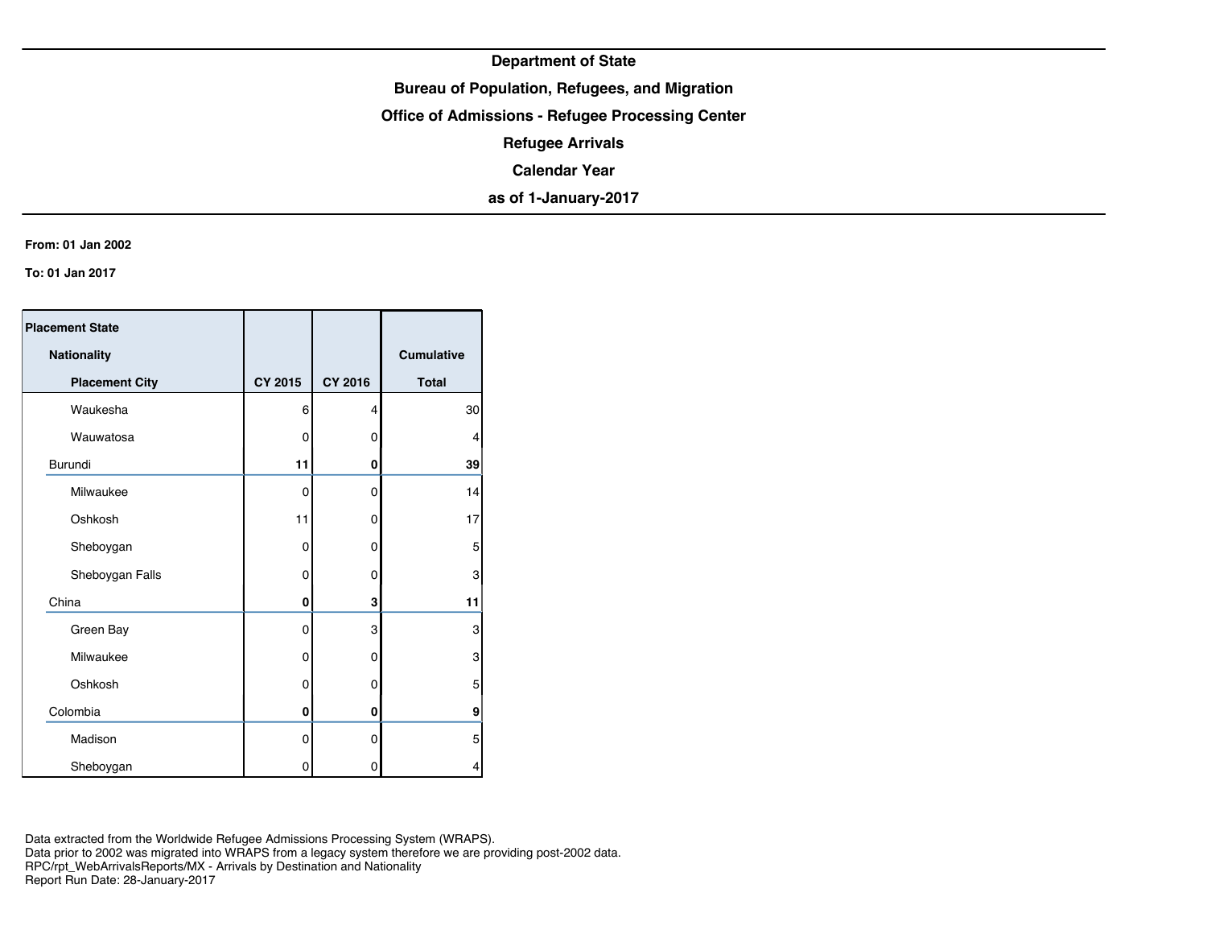**Department of State**

**Bureau of Population, Refugees, and Migration**

**Office of Admissions - Refugee Processing Center**

**Refugee Arrivals**

**Calendar Year**

**as of 1-January-2017**

**From: 01 Jan 2002**

**To: 01 Jan 2017**

| Placement State / Nationality / Placement City | CY 2015 | CY 2016 | Cumulative Total |
|---|---|---|---|
| Waukesha | 6 | 4 | 30 |
| Wauwatosa | 0 | 0 | 4 |
| **Burundi** | **11** | **0** | **39** |
| Milwaukee | 0 | 0 | 14 |
| Oshkosh | 11 | 0 | 17 |
| Sheboygan | 0 | 0 | 5 |
| Sheboygan Falls | 0 | 0 | 3 |
| **China** | **0** | **3** | **11** |
| Green Bay | 0 | 3 | 3 |
| Milwaukee | 0 | 0 | 3 |
| Oshkosh | 0 | 0 | 5 |
| **Colombia** | **0** | **0** | **9** |
| Madison | 0 | 0 | 5 |
| Sheboygan | 0 | 0 | 4 |

Data extracted from the Worldwide Refugee Admissions Processing System (WRAPS).
Data prior to 2002 was migrated into WRAPS from a legacy system therefore we are providing post-2002 data.
RPC/rpt_WebArrivalsReports/MX - Arrivals by Destination and Nationality
Report Run Date: 28-January-2017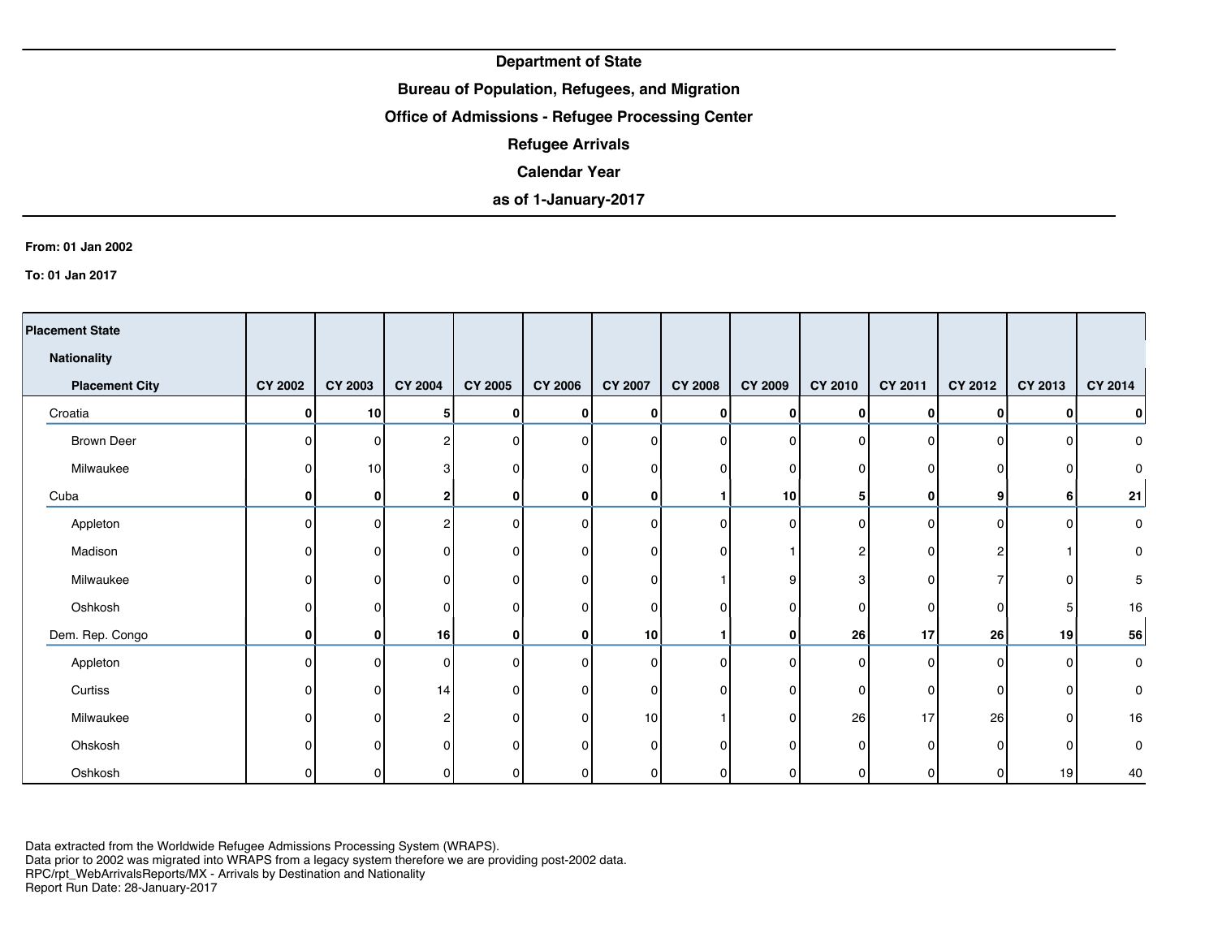**Department of State**

**Bureau of Population, Refugees, and Migration**

**Office of Admissions - Refugee Processing Center**

**Refugee Arrivals**

**Calendar Year**

**as of 1-January-2017**

**From: 01 Jan 2002**

**To: 01 Jan 2017**

| Placement State / Nationality / Placement City | CY 2002 | CY 2003 | CY 2004 | CY 2005 | CY 2006 | CY 2007 | CY 2008 | CY 2009 | CY 2010 | CY 2011 | CY 2012 | CY 2013 | CY 2014 |
|---|---|---|---|---|---|---|---|---|---|---|---|---|---|
| Croatia | **0** | **10** | **5** | **0** | **0** | **0** | **0** | **0** | **0** | **0** | **0** | **0** | **0** |
| Brown Deer | 0 | 0 | 2 | 0 | 0 | 0 | 0 | 0 | 0 | 0 | 0 | 0 | 0 |
| Milwaukee | 0 | 10 | 3 | 0 | 0 | 0 | 0 | 0 | 0 | 0 | 0 | 0 | 0 |
| Cuba | **0** | **0** | **2** | **0** | **0** | **0** | **1** | **10** | **5** | **0** | **9** | **6** | **21** |
| Appleton | 0 | 0 | 2 | 0 | 0 | 0 | 0 | 0 | 0 | 0 | 0 | 0 | 0 |
| Madison | 0 | 0 | 0 | 0 | 0 | 0 | 0 | 1 | 2 | 0 | 2 | 1 | 0 |
| Milwaukee | 0 | 0 | 0 | 0 | 0 | 0 | 1 | 9 | 3 | 0 | 7 | 0 | 5 |
| Oshkosh | 0 | 0 | 0 | 0 | 0 | 0 | 0 | 0 | 0 | 0 | 0 | 5 | 16 |
| Dem. Rep. Congo | **0** | **0** | **16** | **0** | **0** | **10** | **1** | **0** | **26** | **17** | **26** | **19** | **56** |
| Appleton | 0 | 0 | 0 | 0 | 0 | 0 | 0 | 0 | 0 | 0 | 0 | 0 | 0 |
| Curtiss | 0 | 0 | 14 | 0 | 0 | 0 | 0 | 0 | 0 | 0 | 0 | 0 | 0 |
| Milwaukee | 0 | 0 | 2 | 0 | 0 | 10 | 1 | 0 | 26 | 17 | 26 | 0 | 16 |
| Ohskosh | 0 | 0 | 0 | 0 | 0 | 0 | 0 | 0 | 0 | 0 | 0 | 0 | 0 |
| Oshkosh | 0 | 0 | 0 | 0 | 0 | 0 | 0 | 0 | 0 | 0 | 0 | 19 | 40 |

Data extracted from the Worldwide Refugee Admissions Processing System (WRAPS).
Data prior to 2002 was migrated into WRAPS from a legacy system therefore we are providing post-2002 data.
RPC/rpt_WebArrivalsReports/MX - Arrivals by Destination and Nationality
Report Run Date: 28-January-2017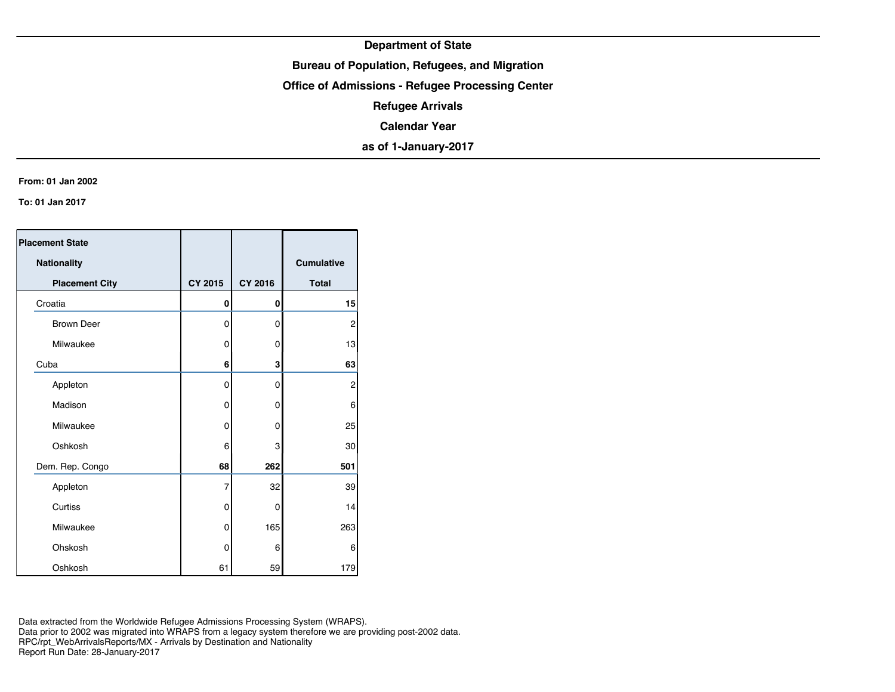**Department of State**

**Bureau of Population, Refugees, and Migration**

**Office of Admissions - Refugee Processing Center**

**Refugee Arrivals**

**Calendar Year**

**as of 1-January-2017**

**From: 01 Jan 2002**

**To: 01 Jan 2017**

| Placement State / Nationality / Placement City | CY 2015 | CY 2016 | Cumulative Total |
|---|---|---|---|
| Croatia | **0** | **0** | **15** |
| Brown Deer | 0 | 0 | 2 |
| Milwaukee | 0 | 0 | 13 |
| Cuba | **6** | **3** | **63** |
| Appleton | 0 | 0 | 2 |
| Madison | 0 | 0 | 6 |
| Milwaukee | 0 | 0 | 25 |
| Oshkosh | 6 | 3 | 30 |
| Dem. Rep. Congo | **68** | **262** | **501** |
| Appleton | 7 | 32 | 39 |
| Curtiss | 0 | 0 | 14 |
| Milwaukee | 0 | 165 | 263 |
| Ohskosh | 0 | 6 | 6 |
| Oshkosh | 61 | 59 | 179 |

Data extracted from the Worldwide Refugee Admissions Processing System (WRAPS).
Data prior to 2002 was migrated into WRAPS from a legacy system therefore we are providing post-2002 data.
RPC/rpt_WebArrivalsReports/MX - Arrivals by Destination and Nationality
Report Run Date: 28-January-2017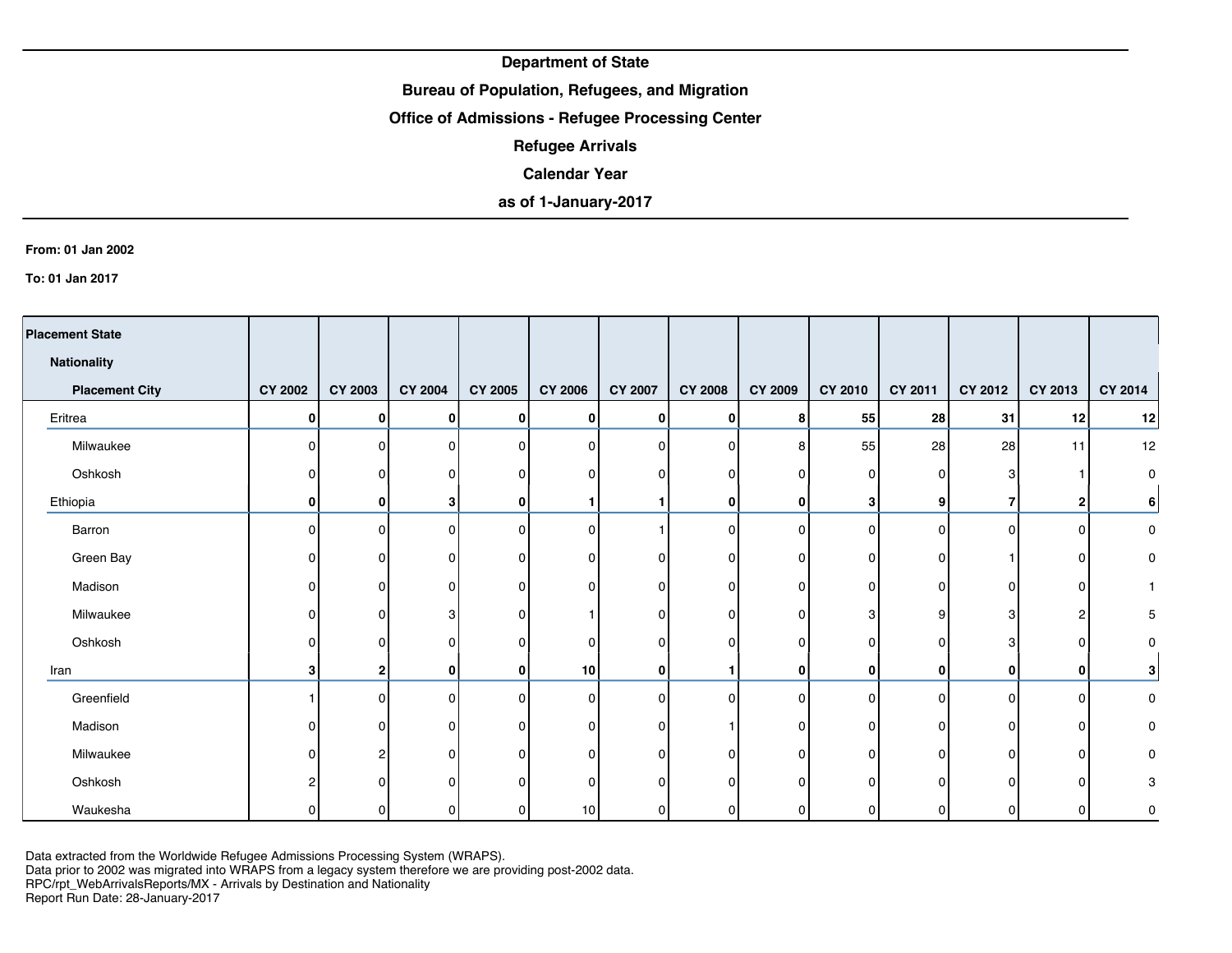**Department of State**

**Bureau of Population, Refugees, and Migration**

**Office of Admissions - Refugee Processing Center**

**Refugee Arrivals**

**Calendar Year**

**as of 1-January-2017**

**From: 01 Jan 2002**

**To: 01 Jan 2017**

| Placement State / Nationality / Placement City | CY 2002 | CY 2003 | CY 2004 | CY 2005 | CY 2006 | CY 2007 | CY 2008 | CY 2009 | CY 2010 | CY 2011 | CY 2012 | CY 2013 | CY 2014 |
|---|---|---|---|---|---|---|---|---|---|---|---|---|---|
| **Eritrea** | **0** | **0** | **0** | **0** | **0** | **0** | **0** | **8** | **55** | **28** | **31** | **12** | **12** |
| Milwaukee | 0 | 0 | 0 | 0 | 0 | 0 | 0 | 8 | 55 | 28 | 28 | 11 | 12 |
| Oshkosh | 0 | 0 | 0 | 0 | 0 | 0 | 0 | 0 | 0 | 0 | 3 | 1 | 0 |
| **Ethiopia** | **0** | **0** | **3** | **0** | **1** | **1** | **0** | **0** | **3** | **9** | **7** | **2** | **6** |
| Barron | 0 | 0 | 0 | 0 | 0 | 1 | 0 | 0 | 0 | 0 | 0 | 0 | 0 |
| Green Bay | 0 | 0 | 0 | 0 | 0 | 0 | 0 | 0 | 0 | 0 | 1 | 0 | 0 |
| Madison | 0 | 0 | 0 | 0 | 0 | 0 | 0 | 0 | 0 | 0 | 0 | 0 | 1 |
| Milwaukee | 0 | 0 | 3 | 0 | 1 | 0 | 0 | 0 | 3 | 9 | 3 | 2 | 5 |
| Oshkosh | 0 | 0 | 0 | 0 | 0 | 0 | 0 | 0 | 0 | 0 | 3 | 0 | 0 |
| **Iran** | **3** | **2** | **0** | **0** | **10** | **0** | **1** | **0** | **0** | **0** | **0** | **0** | **3** |
| Greenfield | 1 | 0 | 0 | 0 | 0 | 0 | 0 | 0 | 0 | 0 | 0 | 0 | 0 |
| Madison | 0 | 0 | 0 | 0 | 0 | 0 | 1 | 0 | 0 | 0 | 0 | 0 | 0 |
| Milwaukee | 0 | 2 | 0 | 0 | 0 | 0 | 0 | 0 | 0 | 0 | 0 | 0 | 0 |
| Oshkosh | 2 | 0 | 0 | 0 | 0 | 0 | 0 | 0 | 0 | 0 | 0 | 0 | 3 |
| Waukesha | 0 | 0 | 0 | 0 | 10 | 0 | 0 | 0 | 0 | 0 | 0 | 0 | 0 |

Data extracted from the Worldwide Refugee Admissions Processing System (WRAPS).
Data prior to 2002 was migrated into WRAPS from a legacy system therefore we are providing post-2002 data.
RPC/rpt_WebArrivalsReports/MX - Arrivals by Destination and Nationality
Report Run Date: 28-January-2017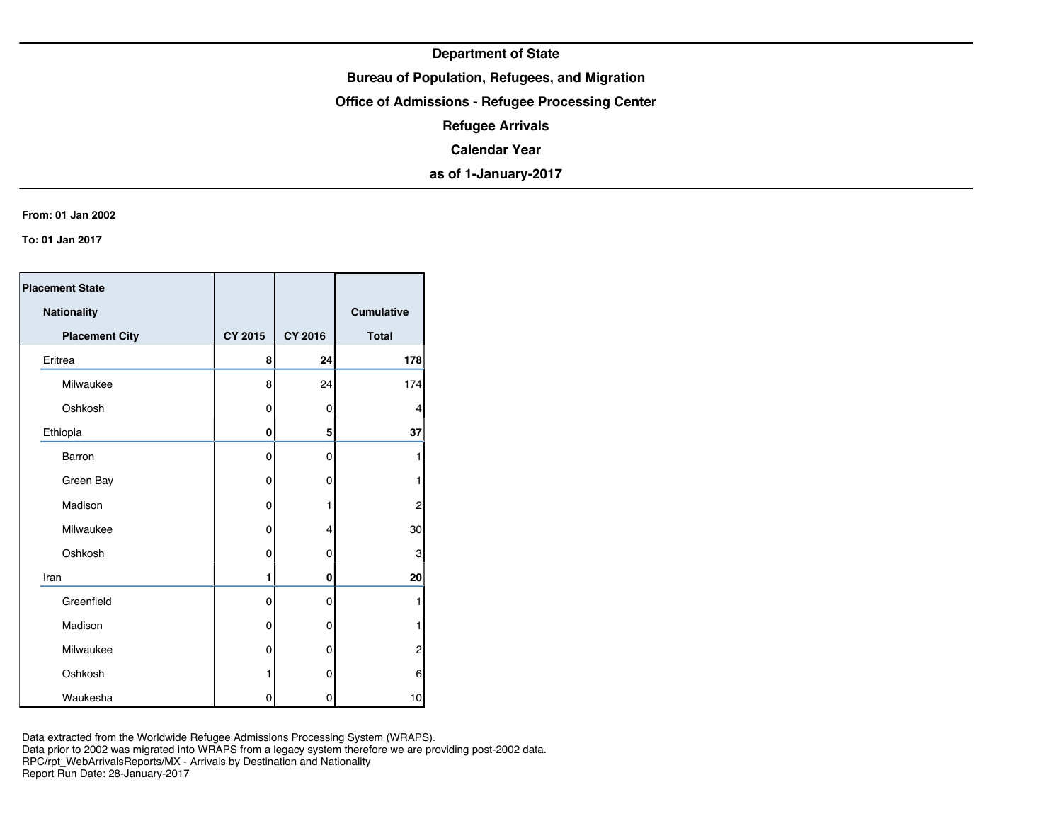# Department of State

## Bureau of Population, Refugees, and Migration

## Office of Admissions - Refugee Processing Center

## Refugee Arrivals

## Calendar Year

## as of 1-January-2017

**From: 01 Jan 2002**

**To: 01 Jan 2017**

| Placement State / Nationality / Placement City | CY 2015 | CY 2016 | Cumulative Total |
|---|---|---|---|
| **Eritrea** | **8** | **24** | **178** |
| Milwaukee | 8 | 24 | 174 |
| Oshkosh | 0 | 0 | 4 |
| **Ethiopia** | **0** | **5** | **37** |
| Barron | 0 | 0 | 1 |
| Green Bay | 0 | 0 | 1 |
| Madison | 0 | 1 | 2 |
| Milwaukee | 0 | 4 | 30 |
| Oshkosh | 0 | 0 | 3 |
| **Iran** | **1** | **0** | **20** |
| Greenfield | 0 | 0 | 1 |
| Madison | 0 | 0 | 1 |
| Milwaukee | 0 | 0 | 2 |
| Oshkosh | 1 | 0 | 6 |
| Waukesha | 0 | 0 | 10 |

Data extracted from the Worldwide Refugee Admissions Processing System (WRAPS).
Data prior to 2002 was migrated into WRAPS from a legacy system therefore we are providing post-2002 data.
RPC/rpt_WebArrivalsReports/MX - Arrivals by Destination and Nationality
Report Run Date: 28-January-2017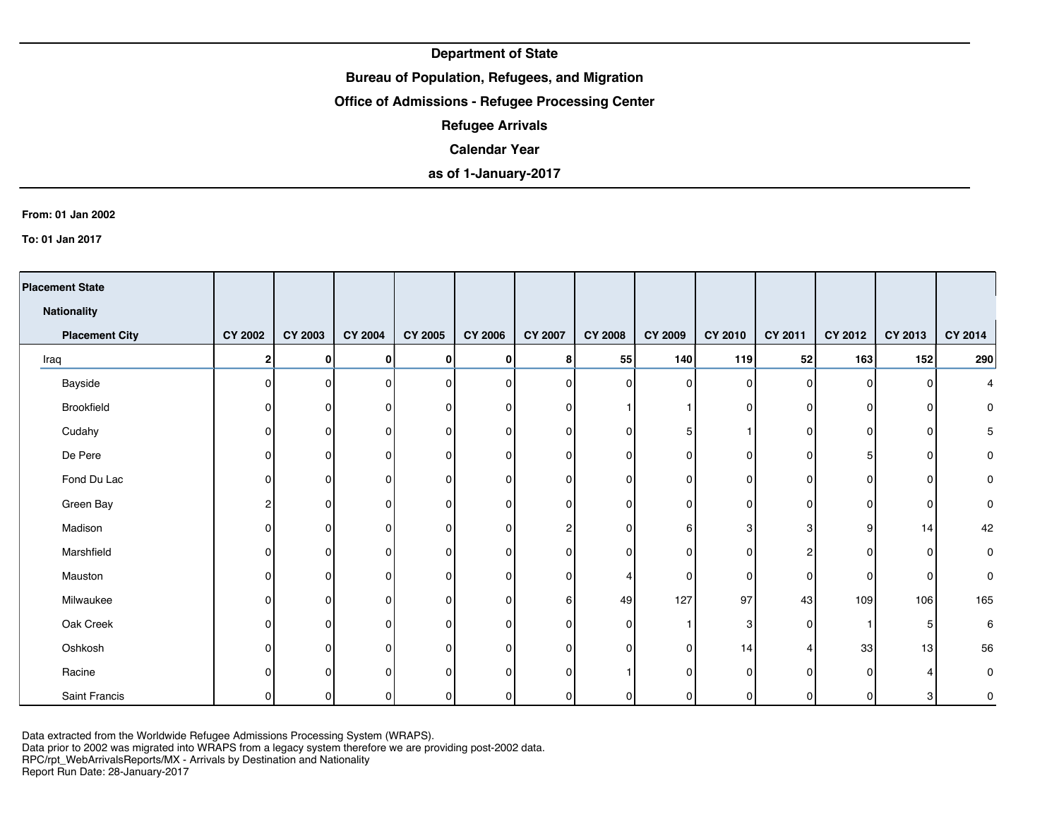**Department of State**

**Bureau of Population, Refugees, and Migration**

**Office of Admissions - Refugee Processing Center**

**Refugee Arrivals**

**Calendar Year**

**as of 1-January-2017**

**From: 01 Jan 2002**

**To: 01 Jan 2017**

| Placement State / Nationality / Placement City | CY 2002 | CY 2003 | CY 2004 | CY 2005 | CY 2006 | CY 2007 | CY 2008 | CY 2009 | CY 2010 | CY 2011 | CY 2012 | CY 2013 | CY 2014 |
|---|---|---|---|---|---|---|---|---|---|---|---|---|---|
| Iraq | **2** | **0** | **0** | **0** | **0** | **8** | **55** | **140** | **119** | **52** | **163** | **152** | **290** |
| Bayside | 0 | 0 | 0 | 0 | 0 | 0 | 0 | 0 | 0 | 0 | 0 | 0 | 4 |
| Brookfield | 0 | 0 | 0 | 0 | 0 | 0 | 1 | 1 | 0 | 0 | 0 | 0 | 0 |
| Cudahy | 0 | 0 | 0 | 0 | 0 | 0 | 0 | 5 | 1 | 0 | 0 | 0 | 5 |
| De Pere | 0 | 0 | 0 | 0 | 0 | 0 | 0 | 0 | 0 | 0 | 5 | 0 | 0 |
| Fond Du Lac | 0 | 0 | 0 | 0 | 0 | 0 | 0 | 0 | 0 | 0 | 0 | 0 | 0 |
| Green Bay | 2 | 0 | 0 | 0 | 0 | 0 | 0 | 0 | 0 | 0 | 0 | 0 | 0 |
| Madison | 0 | 0 | 0 | 0 | 0 | 2 | 0 | 6 | 3 | 3 | 9 | 14 | 42 |
| Marshfield | 0 | 0 | 0 | 0 | 0 | 0 | 0 | 0 | 0 | 2 | 0 | 0 | 0 |
| Mauston | 0 | 0 | 0 | 0 | 0 | 0 | 4 | 0 | 0 | 0 | 0 | 0 | 0 |
| Milwaukee | 0 | 0 | 0 | 0 | 0 | 6 | 49 | 127 | 97 | 43 | 109 | 106 | 165 |
| Oak Creek | 0 | 0 | 0 | 0 | 0 | 0 | 0 | 1 | 3 | 0 | 1 | 5 | 6 |
| Oshkosh | 0 | 0 | 0 | 0 | 0 | 0 | 0 | 0 | 14 | 4 | 33 | 13 | 56 |
| Racine | 0 | 0 | 0 | 0 | 0 | 0 | 1 | 0 | 0 | 0 | 0 | 4 | 0 |
| Saint Francis | 0 | 0 | 0 | 0 | 0 | 0 | 0 | 0 | 0 | 0 | 0 | 3 | 0 |

Data extracted from the Worldwide Refugee Admissions Processing System (WRAPS).
Data prior to 2002 was migrated into WRAPS from a legacy system therefore we are providing post-2002 data.
RPC/rpt_WebArrivalsReports/MX - Arrivals by Destination and Nationality
Report Run Date: 28-January-2017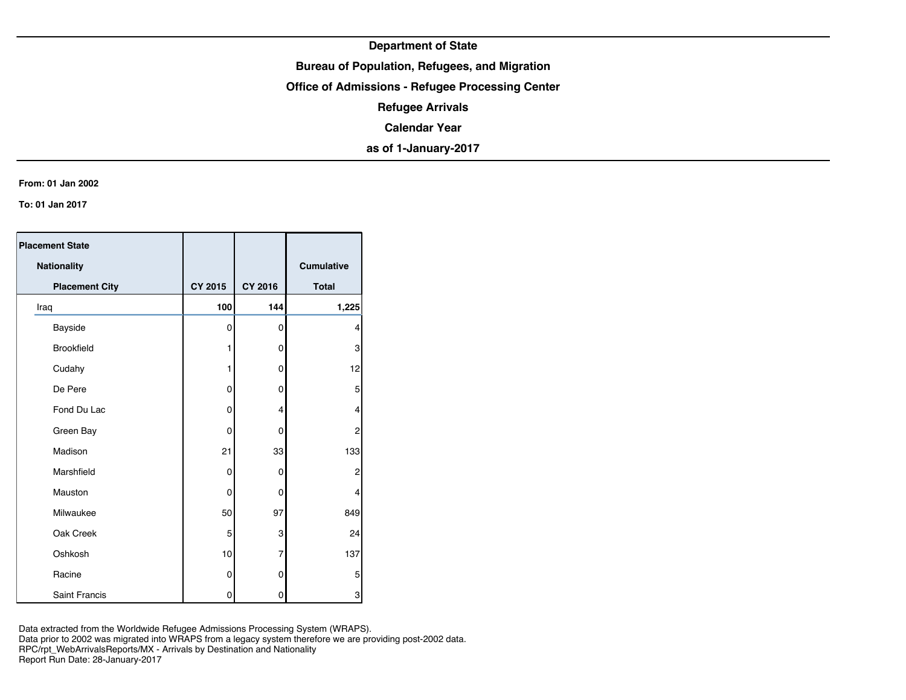**Department of State**

**Bureau of Population, Refugees, and Migration**

**Office of Admissions - Refugee Processing Center**

**Refugee Arrivals**

**Calendar Year**

**as of 1-January-2017**

**From: 01 Jan 2002**

**To: 01 Jan 2017**

| Placement State / Nationality / Placement City | CY 2015 | CY 2016 | Cumulative Total |
|---|---|---|---|
| Iraq | **100** | **144** | **1,225** |
| Bayside | 0 | 0 | 4 |
| Brookfield | 1 | 0 | 3 |
| Cudahy | 1 | 0 | 12 |
| De Pere | 0 | 0 | 5 |
| Fond Du Lac | 0 | 4 | 4 |
| Green Bay | 0 | 0 | 2 |
| Madison | 21 | 33 | 133 |
| Marshfield | 0 | 0 | 2 |
| Mauston | 0 | 0 | 4 |
| Milwaukee | 50 | 97 | 849 |
| Oak Creek | 5 | 3 | 24 |
| Oshkosh | 10 | 7 | 137 |
| Racine | 0 | 0 | 5 |
| Saint Francis | 0 | 0 | 3 |

Data extracted from the Worldwide Refugee Admissions Processing System (WRAPS).
Data prior to 2002 was migrated into WRAPS from a legacy system therefore we are providing post-2002 data.
RPC/rpt_WebArrivalsReports/MX - Arrivals by Destination and Nationality
Report Run Date: 28-January-2017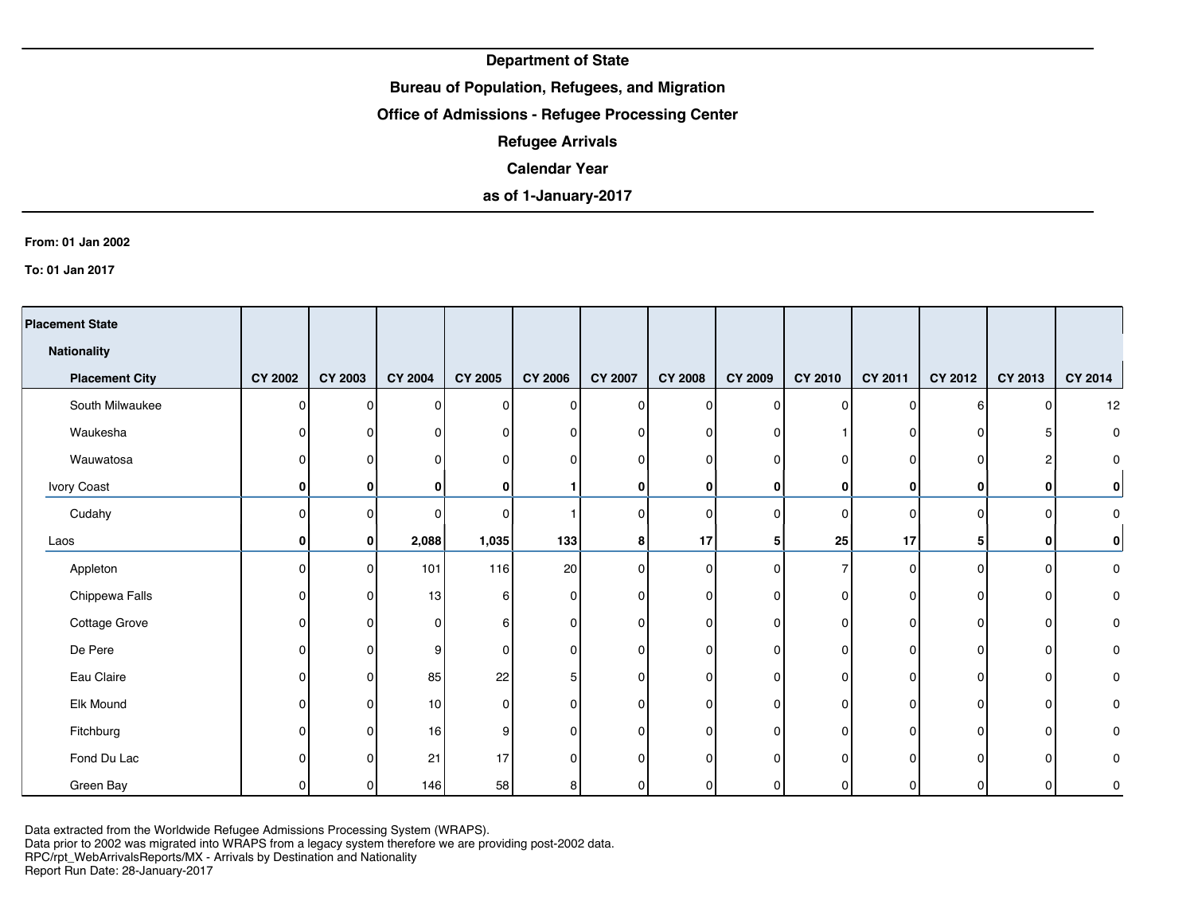**Department of State**

**Bureau of Population, Refugees, and Migration**

**Office of Admissions - Refugee Processing Center**

**Refugee Arrivals**

**Calendar Year**

**as of 1-January-2017**

**From: 01 Jan 2002**

**To: 01 Jan 2017**

| Placement State / Nationality / Placement City | CY 2002 | CY 2003 | CY 2004 | CY 2005 | CY 2006 | CY 2007 | CY 2008 | CY 2009 | CY 2010 | CY 2011 | CY 2012 | CY 2013 | CY 2014 |
|---|---|---|---|---|---|---|---|---|---|---|---|---|---|
| South Milwaukee | 0 | 0 | 0 | 0 | 0 | 0 | 0 | 0 | 0 | 0 | 6 | 0 | 12 |
| Waukesha | 0 | 0 | 0 | 0 | 0 | 0 | 0 | 0 | 1 | 0 | 0 | 5 | 0 |
| Wauwatosa | 0 | 0 | 0 | 0 | 0 | 0 | 0 | 0 | 0 | 0 | 0 | 2 | 0 |
| Ivory Coast | **0** | **0** | **0** | **0** | **1** | **0** | **0** | **0** | **0** | **0** | **0** | **0** | **0** |
| Cudahy | 0 | 0 | 0 | 0 | 1 | 0 | 0 | 0 | 0 | 0 | 0 | 0 | 0 |
| Laos | **0** | **0** | **2,088** | **1,035** | **133** | **8** | **17** | **5** | **25** | **17** | **5** | **0** | **0** |
| Appleton | 0 | 0 | 101 | 116 | 20 | 0 | 0 | 0 | 7 | 0 | 0 | 0 | 0 |
| Chippewa Falls | 0 | 0 | 13 | 6 | 0 | 0 | 0 | 0 | 0 | 0 | 0 | 0 | 0 |
| Cottage Grove | 0 | 0 | 0 | 6 | 0 | 0 | 0 | 0 | 0 | 0 | 0 | 0 | 0 |
| De Pere | 0 | 0 | 9 | 0 | 0 | 0 | 0 | 0 | 0 | 0 | 0 | 0 | 0 |
| Eau Claire | 0 | 0 | 85 | 22 | 5 | 0 | 0 | 0 | 0 | 0 | 0 | 0 | 0 |
| Elk Mound | 0 | 0 | 10 | 0 | 0 | 0 | 0 | 0 | 0 | 0 | 0 | 0 | 0 |
| Fitchburg | 0 | 0 | 16 | 9 | 0 | 0 | 0 | 0 | 0 | 0 | 0 | 0 | 0 |
| Fond Du Lac | 0 | 0 | 21 | 17 | 0 | 0 | 0 | 0 | 0 | 0 | 0 | 0 | 0 |
| Green Bay | 0 | 0 | 146 | 58 | 8 | 0 | 0 | 0 | 0 | 0 | 0 | 0 | 0 |

Data extracted from the Worldwide Refugee Admissions Processing System (WRAPS).
Data prior to 2002 was migrated into WRAPS from a legacy system therefore we are providing post-2002 data.
RPC/rpt_WebArrivalsReports/MX - Arrivals by Destination and Nationality
Report Run Date: 28-January-2017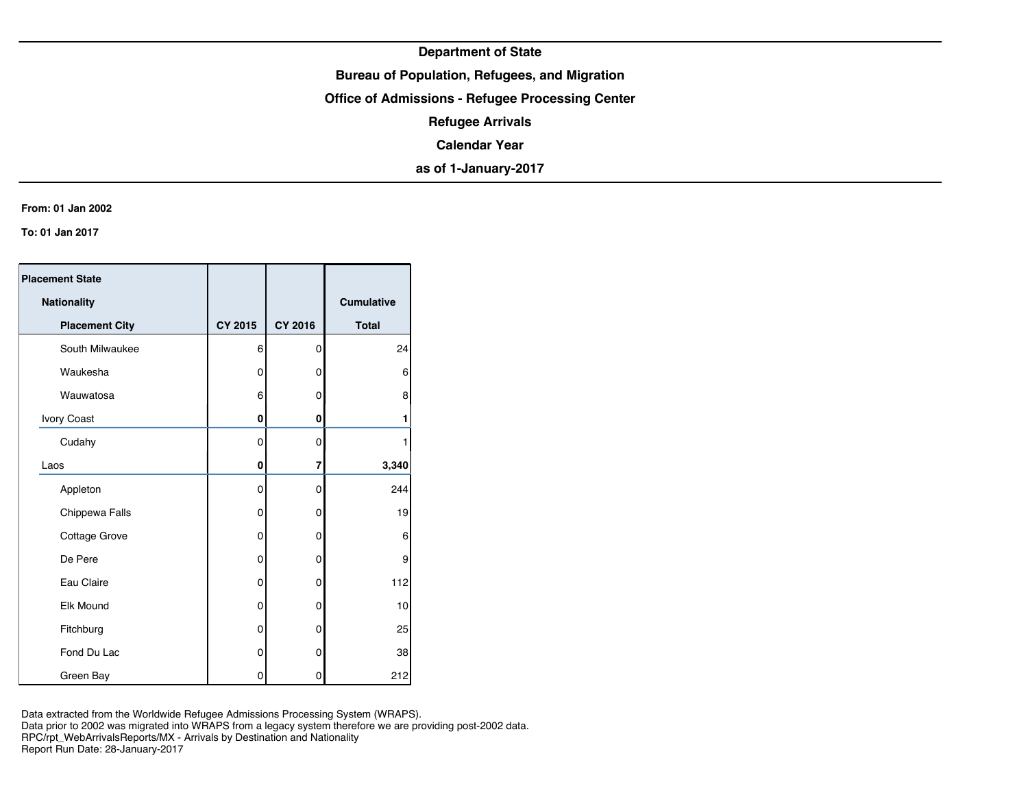**Department of State**

**Bureau of Population, Refugees, and Migration**

**Office of Admissions - Refugee Processing Center**

**Refugee Arrivals**

**Calendar Year**

**as of 1-January-2017**

**From: 01 Jan 2002**

**To: 01 Jan 2017**

| Placement State / Nationality / Placement City | CY 2015 | CY 2016 | Cumulative Total |
|---|---|---|---|
| South Milwaukee | 6 | 0 | 24 |
| Waukesha | 0 | 0 | 6 |
| Wauwatosa | 6 | 0 | 8 |
| Ivory Coast | **0** | **0** | **1** |
| Cudahy | 0 | 0 | 1 |
| Laos | **0** | **7** | **3,340** |
| Appleton | 0 | 0 | 244 |
| Chippewa Falls | 0 | 0 | 19 |
| Cottage Grove | 0 | 0 | 6 |
| De Pere | 0 | 0 | 9 |
| Eau Claire | 0 | 0 | 112 |
| Elk Mound | 0 | 0 | 10 |
| Fitchburg | 0 | 0 | 25 |
| Fond Du Lac | 0 | 0 | 38 |
| Green Bay | 0 | 0 | 212 |

Data extracted from the Worldwide Refugee Admissions Processing System (WRAPS).
Data prior to 2002 was migrated into WRAPS from a legacy system therefore we are providing post-2002 data.
RPC/rpt_WebArrivalsReports/MX - Arrivals by Destination and Nationality
Report Run Date: 28-January-2017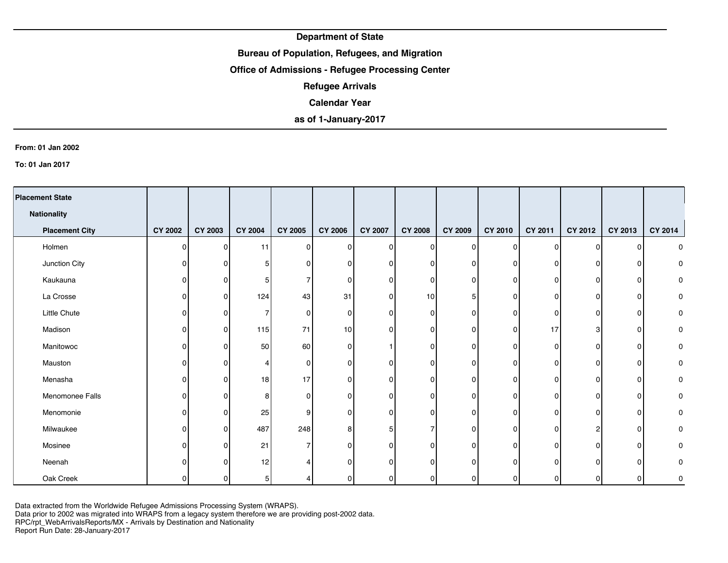**Department of State**

**Bureau of Population, Refugees, and Migration**

**Office of Admissions - Refugee Processing Center**

**Refugee Arrivals**

**Calendar Year**

**as of 1-January-2017**

**From: 01 Jan 2002**

**To: 01 Jan 2017**

| Placement State / Nationality / Placement City | CY 2002 | CY 2003 | CY 2004 | CY 2005 | CY 2006 | CY 2007 | CY 2008 | CY 2009 | CY 2010 | CY 2011 | CY 2012 | CY 2013 | CY 2014 |
|---|---|---|---|---|---|---|---|---|---|---|---|---|---|
| Holmen | 0 | 0 | 11 | 0 | 0 | 0 | 0 | 0 | 0 | 0 | 0 | 0 | 0 |
| Junction City | 0 | 0 | 5 | 0 | 0 | 0 | 0 | 0 | 0 | 0 | 0 | 0 | 0 |
| Kaukauna | 0 | 0 | 5 | 7 | 0 | 0 | 0 | 0 | 0 | 0 | 0 | 0 | 0 |
| La Crosse | 0 | 0 | 124 | 43 | 31 | 0 | 10 | 5 | 0 | 0 | 0 | 0 | 0 |
| Little Chute | 0 | 0 | 7 | 0 | 0 | 0 | 0 | 0 | 0 | 0 | 0 | 0 | 0 |
| Madison | 0 | 0 | 115 | 71 | 10 | 0 | 0 | 0 | 0 | 17 | 3 | 0 | 0 |
| Manitowoc | 0 | 0 | 50 | 60 | 0 | 1 | 0 | 0 | 0 | 0 | 0 | 0 | 0 |
| Mauston | 0 | 0 | 4 | 0 | 0 | 0 | 0 | 0 | 0 | 0 | 0 | 0 | 0 |
| Menasha | 0 | 0 | 18 | 17 | 0 | 0 | 0 | 0 | 0 | 0 | 0 | 0 | 0 |
| Menomonee Falls | 0 | 0 | 8 | 0 | 0 | 0 | 0 | 0 | 0 | 0 | 0 | 0 | 0 |
| Menomonie | 0 | 0 | 25 | 9 | 0 | 0 | 0 | 0 | 0 | 0 | 0 | 0 | 0 |
| Milwaukee | 0 | 0 | 487 | 248 | 8 | 5 | 7 | 0 | 0 | 0 | 2 | 0 | 0 |
| Mosinee | 0 | 0 | 21 | 7 | 0 | 0 | 0 | 0 | 0 | 0 | 0 | 0 | 0 |
| Neenah | 0 | 0 | 12 | 4 | 0 | 0 | 0 | 0 | 0 | 0 | 0 | 0 | 0 |
| Oak Creek | 0 | 0 | 5 | 4 | 0 | 0 | 0 | 0 | 0 | 0 | 0 | 0 | 0 |

Data extracted from the Worldwide Refugee Admissions Processing System (WRAPS).
Data prior to 2002 was migrated into WRAPS from a legacy system therefore we are providing post-2002 data.
RPC/rpt_WebArrivalsReports/MX - Arrivals by Destination and Nationality
Report Run Date: 28-January-2017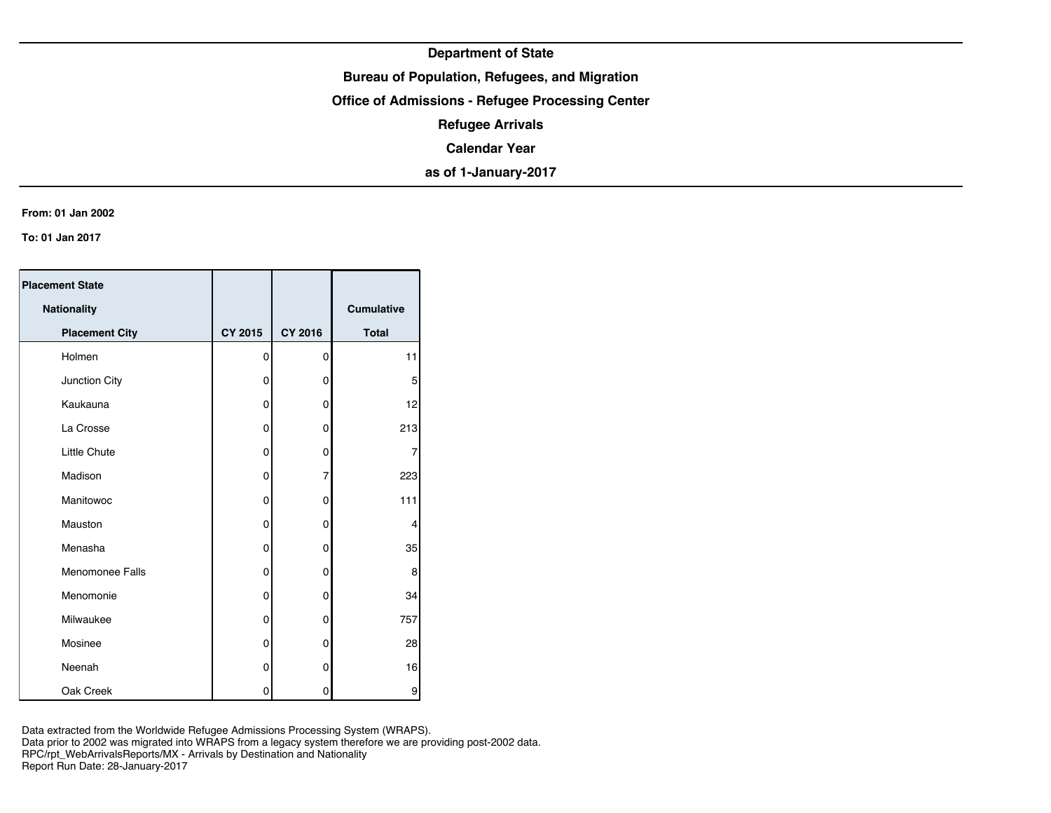**Department of State**

**Bureau of Population, Refugees, and Migration**

**Office of Admissions - Refugee Processing Center**

**Refugee Arrivals**

**Calendar Year**

**as of 1-January-2017**

**From: 01 Jan 2002**

**To: 01 Jan 2017**

| Placement State / Nationality / Placement City | CY 2015 | CY 2016 | Cumulative Total |
|---|---|---|---|
| Holmen | 0 | 0 | 11 |
| Junction City | 0 | 0 | 5 |
| Kaukauna | 0 | 0 | 12 |
| La Crosse | 0 | 0 | 213 |
| Little Chute | 0 | 0 | 7 |
| Madison | 0 | 7 | 223 |
| Manitowoc | 0 | 0 | 111 |
| Mauston | 0 | 0 | 4 |
| Menasha | 0 | 0 | 35 |
| Menomonee Falls | 0 | 0 | 8 |
| Menomonie | 0 | 0 | 34 |
| Milwaukee | 0 | 0 | 757 |
| Mosinee | 0 | 0 | 28 |
| Neenah | 0 | 0 | 16 |
| Oak Creek | 0 | 0 | 9 |

Data extracted from the Worldwide Refugee Admissions Processing System (WRAPS).
Data prior to 2002 was migrated into WRAPS from a legacy system therefore we are providing post-2002 data.
RPC/rpt_WebArrivalsReports/MX - Arrivals by Destination and Nationality
Report Run Date: 28-January-2017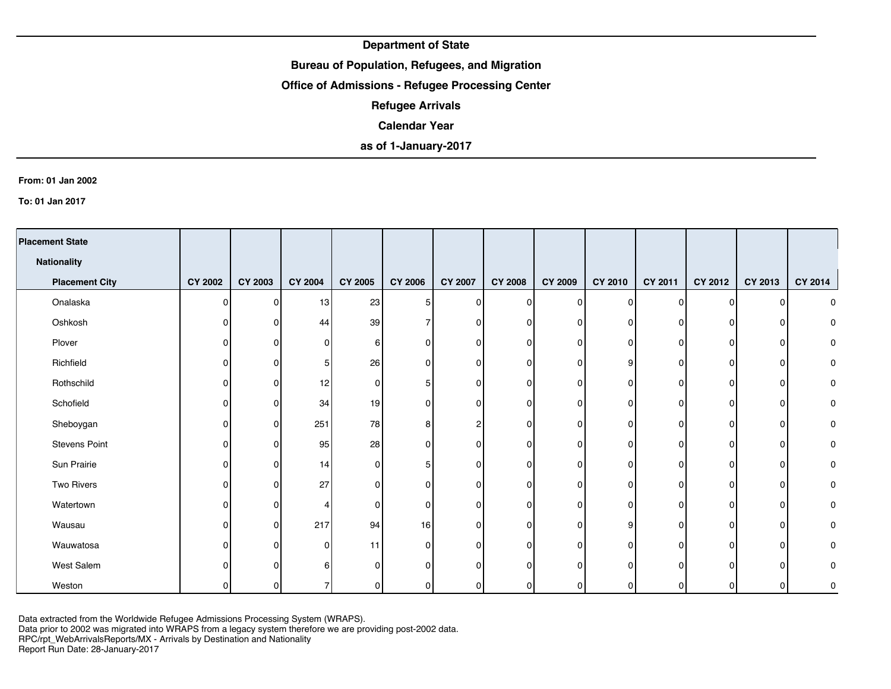**Department of State**

**Bureau of Population, Refugees, and Migration**

**Office of Admissions - Refugee Processing Center**

**Refugee Arrivals**

**Calendar Year**

**as of 1-January-2017**

**From: 01 Jan 2002**

**To: 01 Jan 2017**

| Placement State / Nationality / Placement City | CY 2002 | CY 2003 | CY 2004 | CY 2005 | CY 2006 | CY 2007 | CY 2008 | CY 2009 | CY 2010 | CY 2011 | CY 2012 | CY 2013 | CY 2014 |
|---|---|---|---|---|---|---|---|---|---|---|---|---|---|
| Onalaska | 0 | 0 | 13 | 23 | 5 | 0 | 0 | 0 | 0 | 0 | 0 | 0 | 0 |
| Oshkosh | 0 | 0 | 44 | 39 | 7 | 0 | 0 | 0 | 0 | 0 | 0 | 0 | 0 |
| Plover | 0 | 0 | 0 | 6 | 0 | 0 | 0 | 0 | 0 | 0 | 0 | 0 | 0 |
| Richfield | 0 | 0 | 5 | 26 | 0 | 0 | 0 | 0 | 9 | 0 | 0 | 0 | 0 |
| Rothschild | 0 | 0 | 12 | 0 | 5 | 0 | 0 | 0 | 0 | 0 | 0 | 0 | 0 |
| Schofield | 0 | 0 | 34 | 19 | 0 | 0 | 0 | 0 | 0 | 0 | 0 | 0 | 0 |
| Sheboygan | 0 | 0 | 251 | 78 | 8 | 2 | 0 | 0 | 0 | 0 | 0 | 0 | 0 |
| Stevens Point | 0 | 0 | 95 | 28 | 0 | 0 | 0 | 0 | 0 | 0 | 0 | 0 | 0 |
| Sun Prairie | 0 | 0 | 14 | 0 | 5 | 0 | 0 | 0 | 0 | 0 | 0 | 0 | 0 |
| Two Rivers | 0 | 0 | 27 | 0 | 0 | 0 | 0 | 0 | 0 | 0 | 0 | 0 | 0 |
| Watertown | 0 | 0 | 4 | 0 | 0 | 0 | 0 | 0 | 0 | 0 | 0 | 0 | 0 |
| Wausau | 0 | 0 | 217 | 94 | 16 | 0 | 0 | 0 | 9 | 0 | 0 | 0 | 0 |
| Wauwatosa | 0 | 0 | 0 | 11 | 0 | 0 | 0 | 0 | 0 | 0 | 0 | 0 | 0 |
| West Salem | 0 | 0 | 6 | 0 | 0 | 0 | 0 | 0 | 0 | 0 | 0 | 0 | 0 |
| Weston | 0 | 0 | 7 | 0 | 0 | 0 | 0 | 0 | 0 | 0 | 0 | 0 | 0 |

Data extracted from the Worldwide Refugee Admissions Processing System (WRAPS).
Data prior to 2002 was migrated into WRAPS from a legacy system therefore we are providing post-2002 data.
RPC/rpt_WebArrivalsReports/MX - Arrivals by Destination and Nationality
Report Run Date: 28-January-2017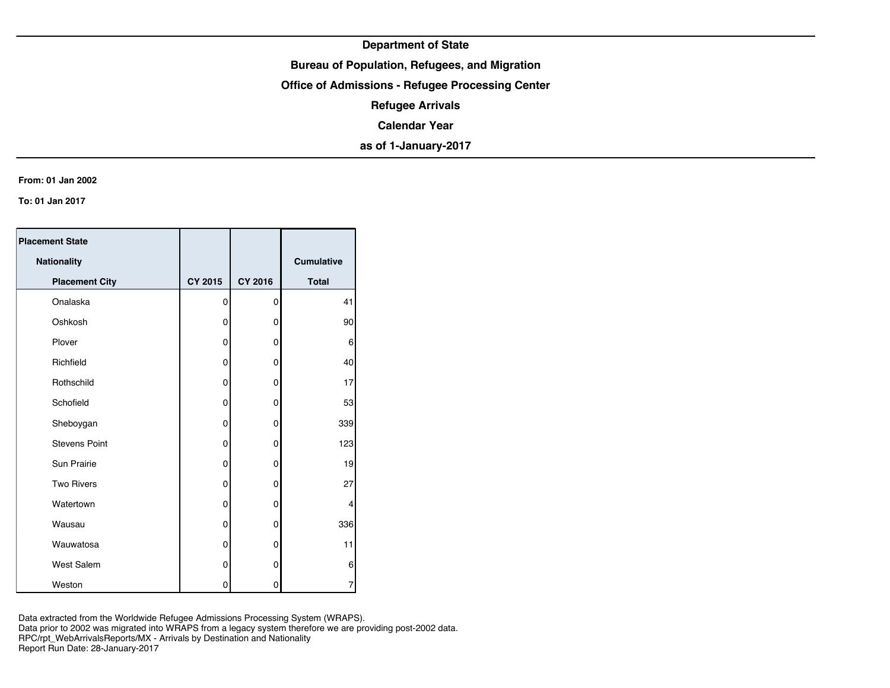**Department of State**

**Bureau of Population, Refugees, and Migration**

**Office of Admissions - Refugee Processing Center**

**Refugee Arrivals**

**Calendar Year**

**as of 1-January-2017**

**From: 01 Jan 2002**

**To: 01 Jan 2017**

| Placement State / Nationality / Placement City | CY 2015 | CY 2016 | Cumulative Total |
|---|---|---|---|
| Onalaska | 0 | 0 | 41 |
| Oshkosh | 0 | 0 | 90 |
| Plover | 0 | 0 | 6 |
| Richfield | 0 | 0 | 40 |
| Rothschild | 0 | 0 | 17 |
| Schofield | 0 | 0 | 53 |
| Sheboygan | 0 | 0 | 339 |
| Stevens Point | 0 | 0 | 123 |
| Sun Prairie | 0 | 0 | 19 |
| Two Rivers | 0 | 0 | 27 |
| Watertown | 0 | 0 | 4 |
| Wausau | 0 | 0 | 336 |
| Wauwatosa | 0 | 0 | 11 |
| West Salem | 0 | 0 | 6 |
| Weston | 0 | 0 | 7 |

Data extracted from the Worldwide Refugee Admissions Processing System (WRAPS).
Data prior to 2002 was migrated into WRAPS from a legacy system therefore we are providing post-2002 data.
RPC/rpt_WebArrivalsReports/MX - Arrivals by Destination and Nationality
Report Run Date: 28-January-2017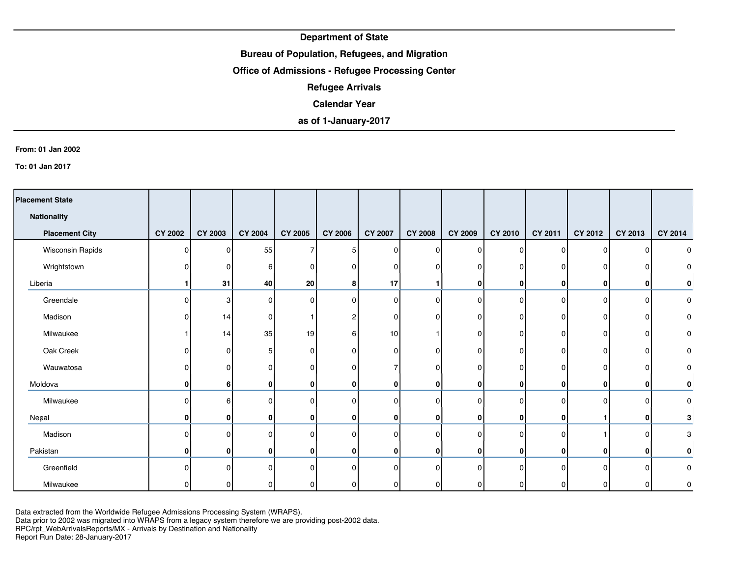**Department of State**

**Bureau of Population, Refugees, and Migration**

**Office of Admissions - Refugee Processing Center**

**Refugee Arrivals**

**Calendar Year**

**as of 1-January-2017**

**From: 01 Jan 2002**

**To: 01 Jan 2017**

| Placement State / Nationality / Placement City | CY 2002 | CY 2003 | CY 2004 | CY 2005 | CY 2006 | CY 2007 | CY 2008 | CY 2009 | CY 2010 | CY 2011 | CY 2012 | CY 2013 | CY 2014 |
|---|---|---|---|---|---|---|---|---|---|---|---|---|---|
| Wisconsin Rapids | 0 | 0 | 55 | 7 | 5 | 0 | 0 | 0 | 0 | 0 | 0 | 0 | 0 |
| Wrightstown | 0 | 0 | 6 | 0 | 0 | 0 | 0 | 0 | 0 | 0 | 0 | 0 | 0 |
| **Liberia** | **1** | **31** | **40** | **20** | **8** | **17** | **1** | **0** | **0** | **0** | **0** | **0** | **0** |
| Greendale | 0 | 3 | 0 | 0 | 0 | 0 | 0 | 0 | 0 | 0 | 0 | 0 | 0 |
| Madison | 0 | 14 | 0 | 1 | 2 | 0 | 0 | 0 | 0 | 0 | 0 | 0 | 0 |
| Milwaukee | 1 | 14 | 35 | 19 | 6 | 10 | 1 | 0 | 0 | 0 | 0 | 0 | 0 |
| Oak Creek | 0 | 0 | 5 | 0 | 0 | 0 | 0 | 0 | 0 | 0 | 0 | 0 | 0 |
| Wauwatosa | 0 | 0 | 0 | 0 | 0 | 7 | 0 | 0 | 0 | 0 | 0 | 0 | 0 |
| **Moldova** | **0** | **6** | **0** | **0** | **0** | **0** | **0** | **0** | **0** | **0** | **0** | **0** | **0** |
| Milwaukee | 0 | 6 | 0 | 0 | 0 | 0 | 0 | 0 | 0 | 0 | 0 | 0 | 0 |
| **Nepal** | **0** | **0** | **0** | **0** | **0** | **0** | **0** | **0** | **0** | **0** | **1** | **0** | **3** |
| Madison | 0 | 0 | 0 | 0 | 0 | 0 | 0 | 0 | 0 | 0 | 1 | 0 | 3 |
| **Pakistan** | **0** | **0** | **0** | **0** | **0** | **0** | **0** | **0** | **0** | **0** | **0** | **0** | **0** |
| Greenfield | 0 | 0 | 0 | 0 | 0 | 0 | 0 | 0 | 0 | 0 | 0 | 0 | 0 |
| Milwaukee | 0 | 0 | 0 | 0 | 0 | 0 | 0 | 0 | 0 | 0 | 0 | 0 | 0 |

Data extracted from the Worldwide Refugee Admissions Processing System (WRAPS).
Data prior to 2002 was migrated into WRAPS from a legacy system therefore we are providing post-2002 data.
RPC/rpt_WebArrivalsReports/MX - Arrivals by Destination and Nationality
Report Run Date: 28-January-2017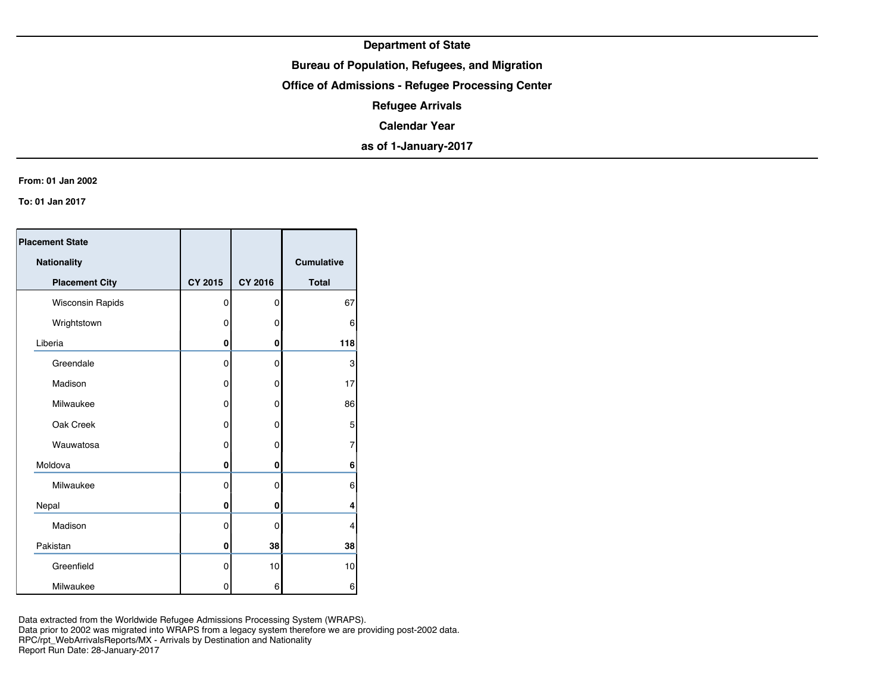**Department of State**

**Bureau of Population, Refugees, and Migration**

**Office of Admissions - Refugee Processing Center**

**Refugee Arrivals**

**Calendar Year**

**as of 1-January-2017**

**From: 01 Jan 2002**

**To: 01 Jan 2017**

| Placement State / Nationality / Placement City | CY 2015 | CY 2016 | Cumulative Total |
|---|---|---|---|
| Wisconsin Rapids | 0 | 0 | 67 |
| Wrightstown | 0 | 0 | 6 |
| **Liberia** | **0** | **0** | **118** |
| Greendale | 0 | 0 | 3 |
| Madison | 0 | 0 | 17 |
| Milwaukee | 0 | 0 | 86 |
| Oak Creek | 0 | 0 | 5 |
| Wauwatosa | 0 | 0 | 7 |
| **Moldova** | **0** | **0** | **6** |
| Milwaukee | 0 | 0 | 6 |
| **Nepal** | **0** | **0** | **4** |
| Madison | 0 | 0 | 4 |
| **Pakistan** | **0** | **38** | **38** |
| Greenfield | 0 | 10 | 10 |
| Milwaukee | 0 | 6 | 6 |

Data extracted from the Worldwide Refugee Admissions Processing System (WRAPS).
Data prior to 2002 was migrated into WRAPS from a legacy system therefore we are providing post-2002 data.
RPC/rpt_WebArrivalsReports/MX - Arrivals by Destination and Nationality
Report Run Date: 28-January-2017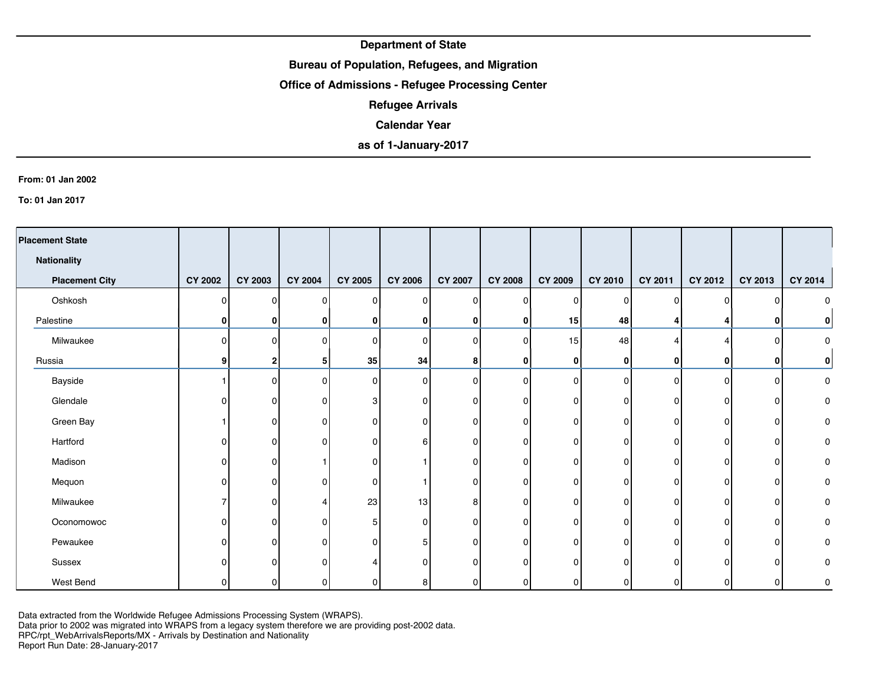**Department of State**

**Bureau of Population, Refugees, and Migration**

**Office of Admissions - Refugee Processing Center**

**Refugee Arrivals**

**Calendar Year**

**as of 1-January-2017**

**From: 01 Jan 2002**

**To: 01 Jan 2017**

| Placement State / Nationality / Placement City | CY 2002 | CY 2003 | CY 2004 | CY 2005 | CY 2006 | CY 2007 | CY 2008 | CY 2009 | CY 2010 | CY 2011 | CY 2012 | CY 2013 | CY 2014 |
|---|---|---|---|---|---|---|---|---|---|---|---|---|---|
| Oshkosh | 0 | 0 | 0 | 0 | 0 | 0 | 0 | 0 | 0 | 0 | 0 | 0 | 0 |
| **Palestine** | **0** | **0** | **0** | **0** | **0** | **0** | **0** | **15** | **48** | **4** | **4** | **0** | **0** |
| Milwaukee | 0 | 0 | 0 | 0 | 0 | 0 | 0 | 15 | 48 | 4 | 4 | 0 | 0 |
| **Russia** | **9** | **2** | **5** | **35** | **34** | **8** | **0** | **0** | **0** | **0** | **0** | **0** | **0** |
| Bayside | 1 | 0 | 0 | 0 | 0 | 0 | 0 | 0 | 0 | 0 | 0 | 0 | 0 |
| Glendale | 0 | 0 | 0 | 3 | 0 | 0 | 0 | 0 | 0 | 0 | 0 | 0 | 0 |
| Green Bay | 1 | 0 | 0 | 0 | 0 | 0 | 0 | 0 | 0 | 0 | 0 | 0 | 0 |
| Hartford | 0 | 0 | 0 | 0 | 6 | 0 | 0 | 0 | 0 | 0 | 0 | 0 | 0 |
| Madison | 0 | 0 | 1 | 0 | 1 | 0 | 0 | 0 | 0 | 0 | 0 | 0 | 0 |
| Mequon | 0 | 0 | 0 | 0 | 1 | 0 | 0 | 0 | 0 | 0 | 0 | 0 | 0 |
| Milwaukee | 7 | 0 | 4 | 23 | 13 | 8 | 0 | 0 | 0 | 0 | 0 | 0 | 0 |
| Oconomowoc | 0 | 0 | 0 | 5 | 0 | 0 | 0 | 0 | 0 | 0 | 0 | 0 | 0 |
| Pewaukee | 0 | 0 | 0 | 0 | 5 | 0 | 0 | 0 | 0 | 0 | 0 | 0 | 0 |
| Sussex | 0 | 0 | 0 | 4 | 0 | 0 | 0 | 0 | 0 | 0 | 0 | 0 | 0 |
| West Bend | 0 | 0 | 0 | 0 | 8 | 0 | 0 | 0 | 0 | 0 | 0 | 0 | 0 |

Data extracted from the Worldwide Refugee Admissions Processing System (WRAPS).
Data prior to 2002 was migrated into WRAPS from a legacy system therefore we are providing post-2002 data.
RPC/rpt_WebArrivalsReports/MX - Arrivals by Destination and Nationality
Report Run Date: 28-January-2017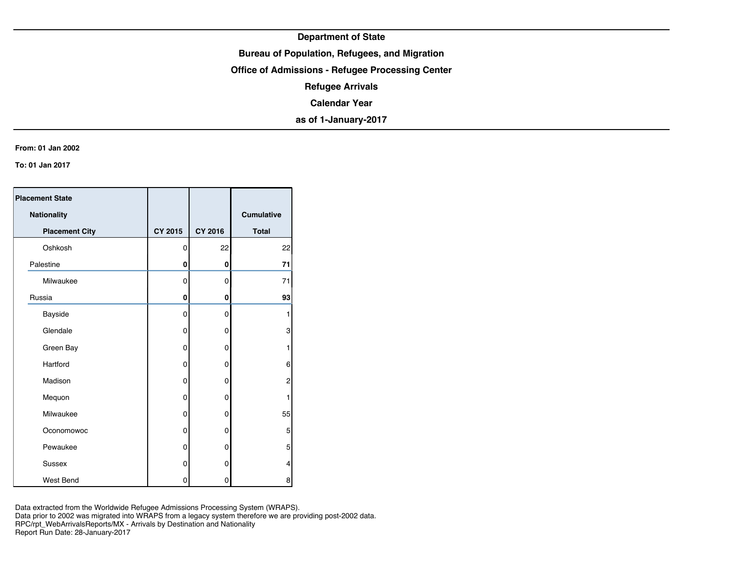**Department of State**

**Bureau of Population, Refugees, and Migration**

**Office of Admissions - Refugee Processing Center**

**Refugee Arrivals**

**Calendar Year**

**as of 1-January-2017**

**From: 01 Jan 2002**

**To: 01 Jan 2017**

| Placement State / Nationality / Placement City | CY 2015 | CY 2016 | Cumulative Total |
|---|---|---|---|
| Oshkosh | 0 | 22 | 22 |
| **Palestine** | **0** | **0** | **71** |
| Milwaukee | 0 | 0 | 71 |
| **Russia** | **0** | **0** | **93** |
| Bayside | 0 | 0 | 1 |
| Glendale | 0 | 0 | 3 |
| Green Bay | 0 | 0 | 1 |
| Hartford | 0 | 0 | 6 |
| Madison | 0 | 0 | 2 |
| Mequon | 0 | 0 | 1 |
| Milwaukee | 0 | 0 | 55 |
| Oconomowoc | 0 | 0 | 5 |
| Pewaukee | 0 | 0 | 5 |
| Sussex | 0 | 0 | 4 |
| West Bend | 0 | 0 | 8 |

Data extracted from the Worldwide Refugee Admissions Processing System (WRAPS).
Data prior to 2002 was migrated into WRAPS from a legacy system therefore we are providing post-2002 data.
RPC/rpt_WebArrivalsReports/MX - Arrivals by Destination and Nationality
Report Run Date: 28-January-2017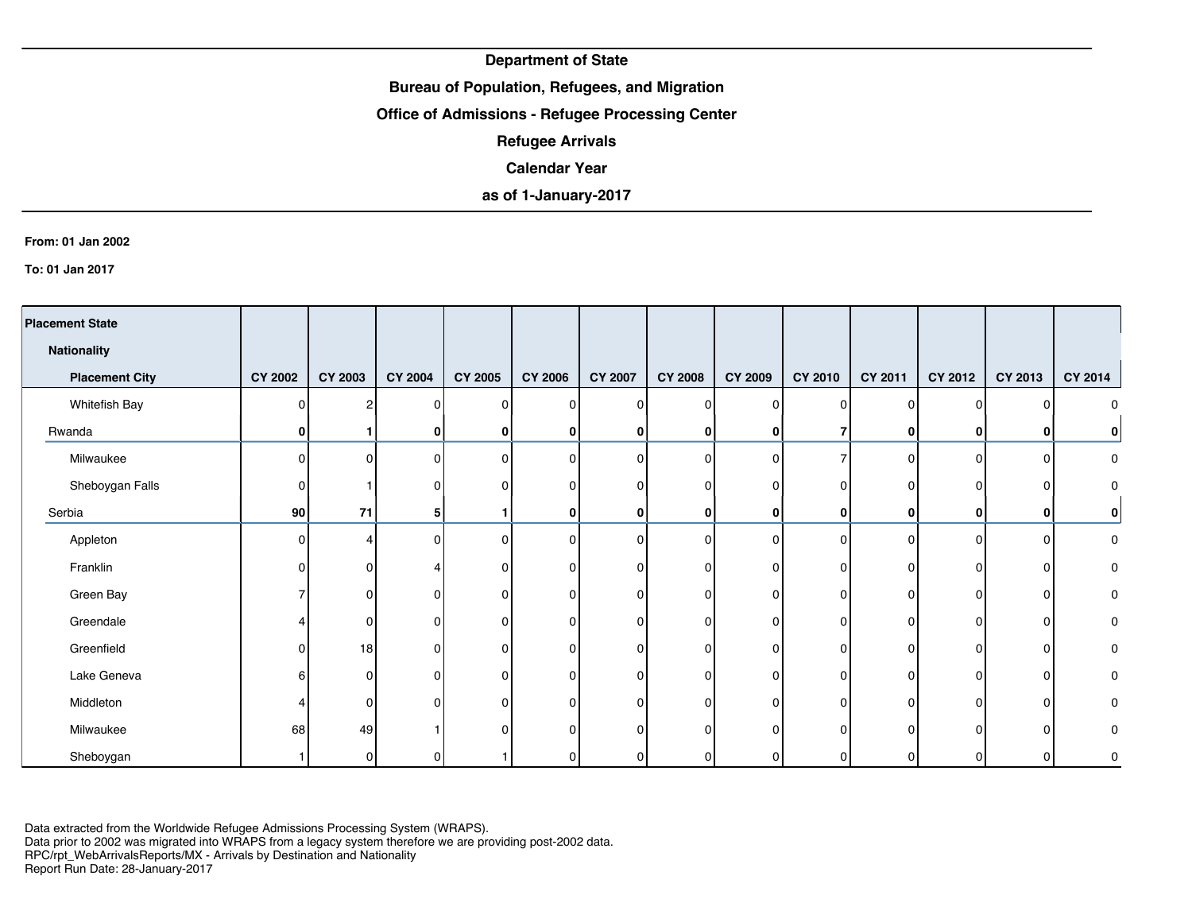**Department of State**

**Bureau of Population, Refugees, and Migration**

**Office of Admissions - Refugee Processing Center**

**Refugee Arrivals**

**Calendar Year**

**as of 1-January-2017**

**From: 01 Jan 2002**

**To: 01 Jan 2017**

| Placement State / Nationality / Placement City | CY 2002 | CY 2003 | CY 2004 | CY 2005 | CY 2006 | CY 2007 | CY 2008 | CY 2009 | CY 2010 | CY 2011 | CY 2012 | CY 2013 | CY 2014 |
|---|---|---|---|---|---|---|---|---|---|---|---|---|---|
| Whitefish Bay | 0 | 2 | 0 | 0 | 0 | 0 | 0 | 0 | 0 | 0 | 0 | 0 | 0 |
| **Rwanda** | **0** | **1** | **0** | **0** | **0** | **0** | **0** | **0** | **7** | **0** | **0** | **0** | **0** |
| Milwaukee | 0 | 0 | 0 | 0 | 0 | 0 | 0 | 0 | 7 | 0 | 0 | 0 | 0 |
| Sheboygan Falls | 0 | 1 | 0 | 0 | 0 | 0 | 0 | 0 | 0 | 0 | 0 | 0 | 0 |
| **Serbia** | **90** | **71** | **5** | **1** | **0** | **0** | **0** | **0** | **0** | **0** | **0** | **0** | **0** |
| Appleton | 0 | 4 | 0 | 0 | 0 | 0 | 0 | 0 | 0 | 0 | 0 | 0 | 0 |
| Franklin | 0 | 0 | 4 | 0 | 0 | 0 | 0 | 0 | 0 | 0 | 0 | 0 | 0 |
| Green Bay | 7 | 0 | 0 | 0 | 0 | 0 | 0 | 0 | 0 | 0 | 0 | 0 | 0 |
| Greendale | 4 | 0 | 0 | 0 | 0 | 0 | 0 | 0 | 0 | 0 | 0 | 0 | 0 |
| Greenfield | 0 | 18 | 0 | 0 | 0 | 0 | 0 | 0 | 0 | 0 | 0 | 0 | 0 |
| Lake Geneva | 6 | 0 | 0 | 0 | 0 | 0 | 0 | 0 | 0 | 0 | 0 | 0 | 0 |
| Middleton | 4 | 0 | 0 | 0 | 0 | 0 | 0 | 0 | 0 | 0 | 0 | 0 | 0 |
| Milwaukee | 68 | 49 | 1 | 0 | 0 | 0 | 0 | 0 | 0 | 0 | 0 | 0 | 0 |
| Sheboygan | 1 | 0 | 0 | 1 | 0 | 0 | 0 | 0 | 0 | 0 | 0 | 0 | 0 |

Data extracted from the Worldwide Refugee Admissions Processing System (WRAPS).
Data prior to 2002 was migrated into WRAPS from a legacy system therefore we are providing post-2002 data.
RPC/rpt_WebArrivalsReports/MX - Arrivals by Destination and Nationality
Report Run Date: 28-January-2017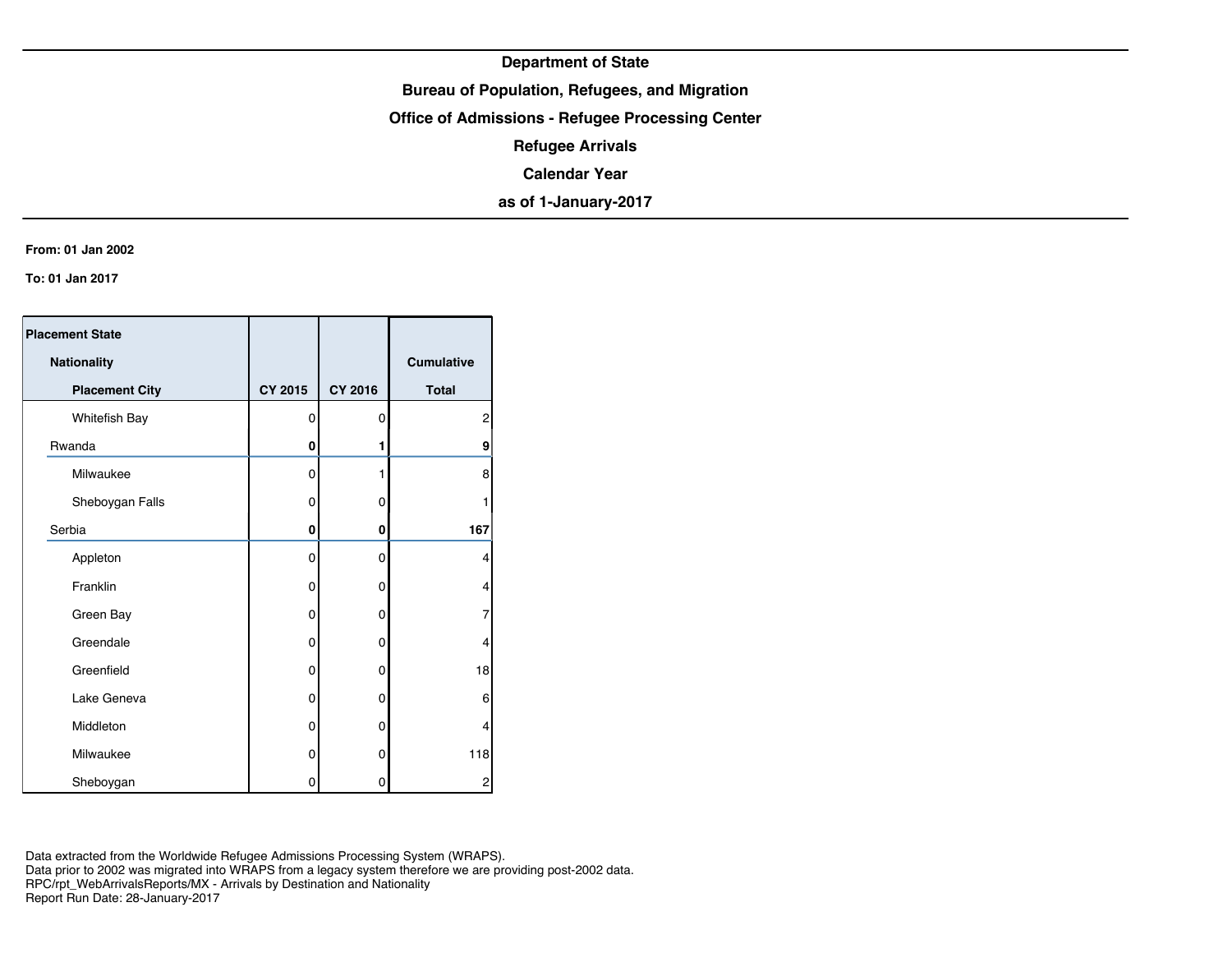**Department of State**

**Bureau of Population, Refugees, and Migration**

**Office of Admissions - Refugee Processing Center**

**Refugee Arrivals**

**Calendar Year**

**as of 1-January-2017**

**From: 01 Jan 2002**

**To: 01 Jan 2017**

| Placement State / Nationality / Placement City | CY 2015 | CY 2016 | Cumulative Total |
|---|---|---|---|
| Whitefish Bay | 0 | 0 | 2 |
| **Rwanda** | **0** | **1** | **9** |
| Milwaukee | 0 | 1 | 8 |
| Sheboygan Falls | 0 | 0 | 1 |
| **Serbia** | **0** | **0** | **167** |
| Appleton | 0 | 0 | 4 |
| Franklin | 0 | 0 | 4 |
| Green Bay | 0 | 0 | 7 |
| Greendale | 0 | 0 | 4 |
| Greenfield | 0 | 0 | 18 |
| Lake Geneva | 0 | 0 | 6 |
| Middleton | 0 | 0 | 4 |
| Milwaukee | 0 | 0 | 118 |
| Sheboygan | 0 | 0 | 2 |

Data extracted from the Worldwide Refugee Admissions Processing System (WRAPS).
Data prior to 2002 was migrated into WRAPS from a legacy system therefore we are providing post-2002 data.
RPC/rpt_WebArrivalsReports/MX - Arrivals by Destination and Nationality
Report Run Date: 28-January-2017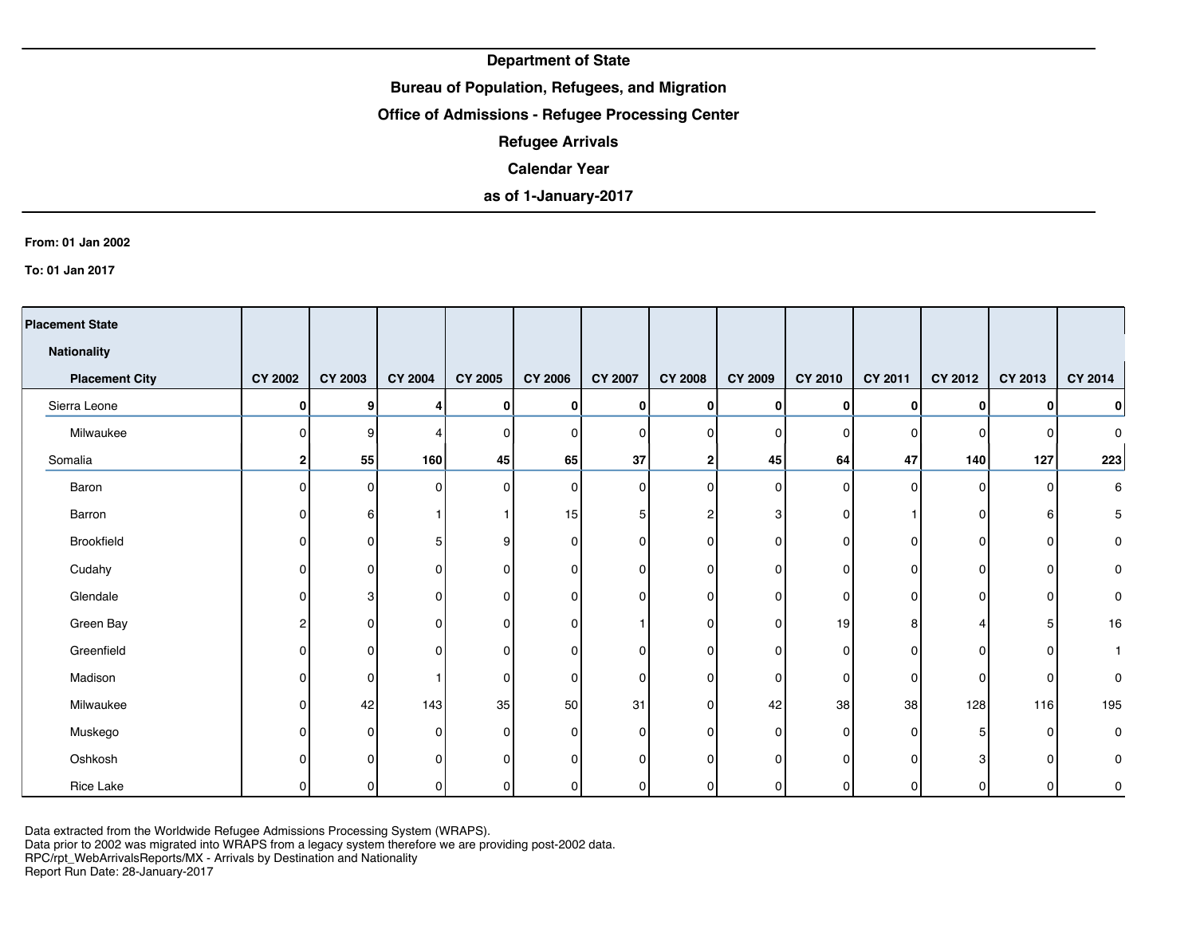**Department of State**

**Bureau of Population, Refugees, and Migration**

**Office of Admissions - Refugee Processing Center**

**Refugee Arrivals**

**Calendar Year**

**as of 1-January-2017**

**From: 01 Jan 2002**

**To: 01 Jan 2017**

| Placement State / Nationality / Placement City | CY 2002 | CY 2003 | CY 2004 | CY 2005 | CY 2006 | CY 2007 | CY 2008 | CY 2009 | CY 2010 | CY 2011 | CY 2012 | CY 2013 | CY 2014 |
|---|---|---|---|---|---|---|---|---|---|---|---|---|---|
| Sierra Leone | **0** | **9** | **4** | **0** | **0** | **0** | **0** | **0** | **0** | **0** | **0** | **0** | **0** |
| Milwaukee | 0 | 9 | 4 | 0 | 0 | 0 | 0 | 0 | 0 | 0 | 0 | 0 | 0 |
| Somalia | **2** | **55** | **160** | **45** | **65** | **37** | **2** | **45** | **64** | **47** | **140** | **127** | **223** |
| Baron | 0 | 0 | 0 | 0 | 0 | 0 | 0 | 0 | 0 | 0 | 0 | 0 | 6 |
| Barron | 0 | 6 | 1 | 1 | 15 | 5 | 2 | 3 | 0 | 1 | 0 | 6 | 5 |
| Brookfield | 0 | 0 | 5 | 9 | 0 | 0 | 0 | 0 | 0 | 0 | 0 | 0 | 0 |
| Cudahy | 0 | 0 | 0 | 0 | 0 | 0 | 0 | 0 | 0 | 0 | 0 | 0 | 0 |
| Glendale | 0 | 3 | 0 | 0 | 0 | 0 | 0 | 0 | 0 | 0 | 0 | 0 | 0 |
| Green Bay | 2 | 0 | 0 | 0 | 0 | 1 | 0 | 0 | 19 | 8 | 4 | 5 | 16 |
| Greenfield | 0 | 0 | 0 | 0 | 0 | 0 | 0 | 0 | 0 | 0 | 0 | 0 | 1 |
| Madison | 0 | 0 | 1 | 0 | 0 | 0 | 0 | 0 | 0 | 0 | 0 | 0 | 0 |
| Milwaukee | 0 | 42 | 143 | 35 | 50 | 31 | 0 | 42 | 38 | 38 | 128 | 116 | 195 |
| Muskego | 0 | 0 | 0 | 0 | 0 | 0 | 0 | 0 | 0 | 0 | 5 | 0 | 0 |
| Oshkosh | 0 | 0 | 0 | 0 | 0 | 0 | 0 | 0 | 0 | 0 | 3 | 0 | 0 |
| Rice Lake | 0 | 0 | 0 | 0 | 0 | 0 | 0 | 0 | 0 | 0 | 0 | 0 | 0 |

Data extracted from the Worldwide Refugee Admissions Processing System (WRAPS).
Data prior to 2002 was migrated into WRAPS from a legacy system therefore we are providing post-2002 data.
RPC/rpt_WebArrivalsReports/MX - Arrivals by Destination and Nationality
Report Run Date: 28-January-2017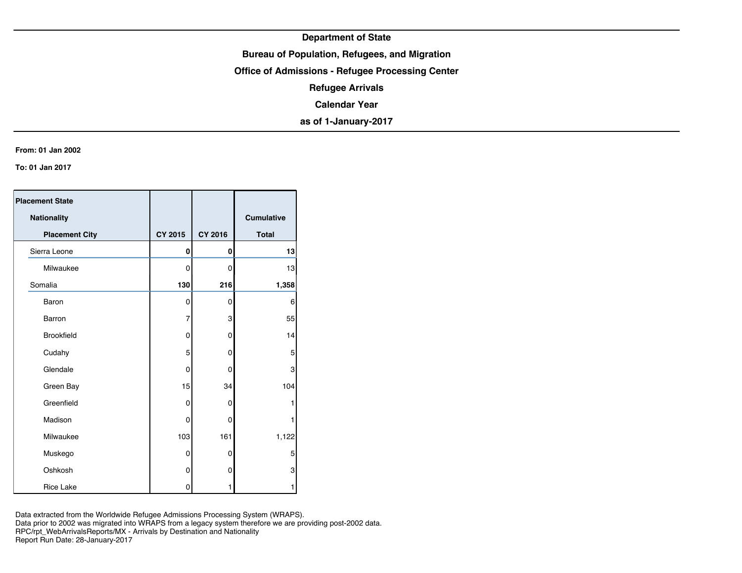**Department of State**

**Bureau of Population, Refugees, and Migration**

**Office of Admissions - Refugee Processing Center**

**Refugee Arrivals**

**Calendar Year**

**as of 1-January-2017**

**From: 01 Jan 2002**

**To: 01 Jan 2017**

| Placement State / Nationality / Placement City | CY 2015 | CY 2016 | Cumulative Total |
|---|---|---|---|
| Sierra Leone | **0** | **0** | **13** |
| Milwaukee | 0 | 0 | 13 |
| Somalia | **130** | **216** | **1,358** |
| Baron | 0 | 0 | 6 |
| Barron | 7 | 3 | 55 |
| Brookfield | 0 | 0 | 14 |
| Cudahy | 5 | 0 | 5 |
| Glendale | 0 | 0 | 3 |
| Green Bay | 15 | 34 | 104 |
| Greenfield | 0 | 0 | 1 |
| Madison | 0 | 0 | 1 |
| Milwaukee | 103 | 161 | 1,122 |
| Muskego | 0 | 0 | 5 |
| Oshkosh | 0 | 0 | 3 |
| Rice Lake | 0 | 1 | 1 |

Data extracted from the Worldwide Refugee Admissions Processing System (WRAPS).
Data prior to 2002 was migrated into WRAPS from a legacy system therefore we are providing post-2002 data.
RPC/rpt_WebArrivalsReports/MX - Arrivals by Destination and Nationality
Report Run Date: 28-January-2017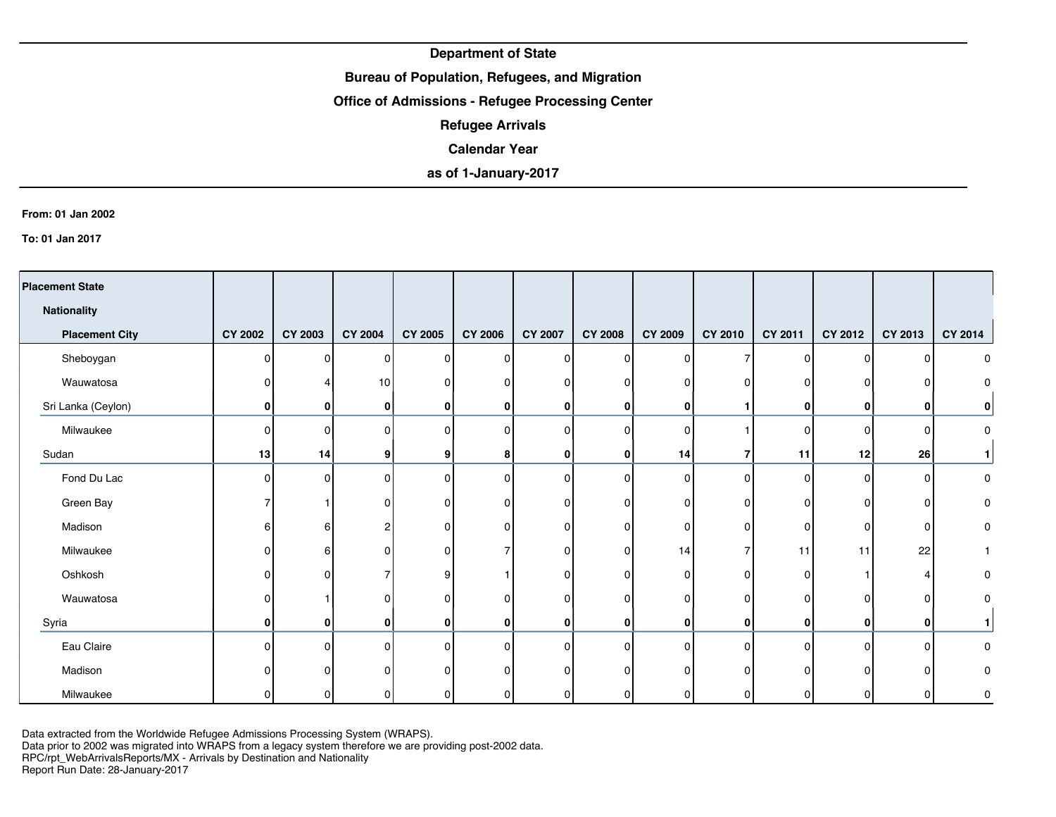**Department of State**

**Bureau of Population, Refugees, and Migration**

**Office of Admissions - Refugee Processing Center**

**Refugee Arrivals**

**Calendar Year**

**as of 1-January-2017**

**From: 01 Jan 2002**

**To: 01 Jan 2017**

| Placement State / Nationality / Placement City | CY 2002 | CY 2003 | CY 2004 | CY 2005 | CY 2006 | CY 2007 | CY 2008 | CY 2009 | CY 2010 | CY 2011 | CY 2012 | CY 2013 | CY 2014 |
|---|---|---|---|---|---|---|---|---|---|---|---|---|---|
| Sheboygan | 0 | 0 | 0 | 0 | 0 | 0 | 0 | 0 | 7 | 0 | 0 | 0 | 0 |
| Wauwatosa | 0 | 4 | 10 | 0 | 0 | 0 | 0 | 0 | 0 | 0 | 0 | 0 | 0 |
| **Sri Lanka (Ceylon)** | **0** | **0** | **0** | **0** | **0** | **0** | **0** | **0** | **1** | **0** | **0** | **0** | **0** |
| Milwaukee | 0 | 0 | 0 | 0 | 0 | 0 | 0 | 0 | 1 | 0 | 0 | 0 | 0 |
| **Sudan** | **13** | **14** | **9** | **9** | **8** | **0** | **0** | **14** | **7** | **11** | **12** | **26** | **1** |
| Fond Du Lac | 0 | 0 | 0 | 0 | 0 | 0 | 0 | 0 | 0 | 0 | 0 | 0 | 0 |
| Green Bay | 7 | 1 | 0 | 0 | 0 | 0 | 0 | 0 | 0 | 0 | 0 | 0 | 0 |
| Madison | 6 | 6 | 2 | 0 | 0 | 0 | 0 | 0 | 0 | 0 | 0 | 0 | 0 |
| Milwaukee | 0 | 6 | 0 | 0 | 7 | 0 | 0 | 14 | 7 | 11 | 11 | 22 | 1 |
| Oshkosh | 0 | 0 | 7 | 9 | 1 | 0 | 0 | 0 | 0 | 0 | 1 | 4 | 0 |
| Wauwatosa | 0 | 1 | 0 | 0 | 0 | 0 | 0 | 0 | 0 | 0 | 0 | 0 | 0 |
| **Syria** | **0** | **0** | **0** | **0** | **0** | **0** | **0** | **0** | **0** | **0** | **0** | **0** | **1** |
| Eau Claire | 0 | 0 | 0 | 0 | 0 | 0 | 0 | 0 | 0 | 0 | 0 | 0 | 0 |
| Madison | 0 | 0 | 0 | 0 | 0 | 0 | 0 | 0 | 0 | 0 | 0 | 0 | 0 |
| Milwaukee | 0 | 0 | 0 | 0 | 0 | 0 | 0 | 0 | 0 | 0 | 0 | 0 | 0 |

Data extracted from the Worldwide Refugee Admissions Processing System (WRAPS).
Data prior to 2002 was migrated into WRAPS from a legacy system therefore we are providing post-2002 data.
RPC/rpt_WebArrivalsReports/MX - Arrivals by Destination and Nationality
Report Run Date: 28-January-2017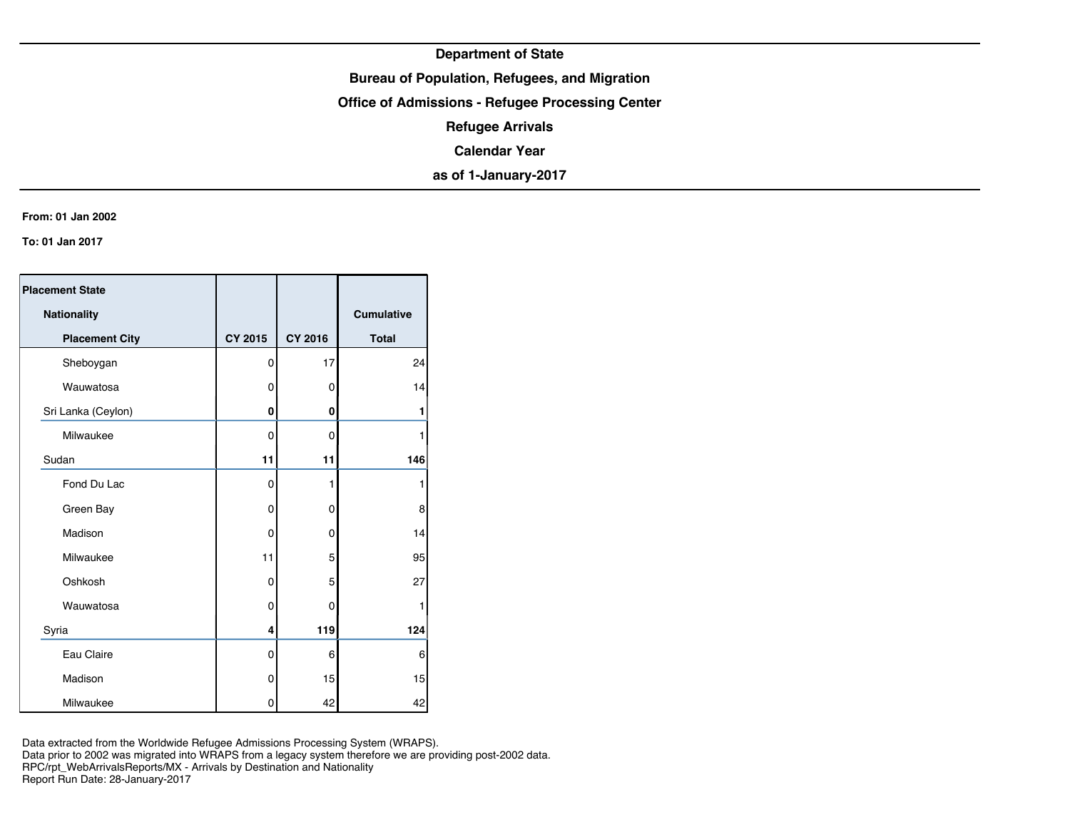**Department of State**

**Bureau of Population, Refugees, and Migration**

**Office of Admissions - Refugee Processing Center**

**Refugee Arrivals**

**Calendar Year**

**as of 1-January-2017**

**From: 01 Jan 2002**

**To: 01 Jan 2017**

| Placement State / Nationality / Placement City | CY 2015 | CY 2016 | Cumulative Total |
|---|---|---|---|
| Sheboygan | 0 | 17 | 24 |
| Wauwatosa | 0 | 0 | 14 |
| **Sri Lanka (Ceylon)** | **0** | **0** | **1** |
| Milwaukee | 0 | 0 | 1 |
| **Sudan** | **11** | **11** | **146** |
| Fond Du Lac | 0 | 1 | 1 |
| Green Bay | 0 | 0 | 8 |
| Madison | 0 | 0 | 14 |
| Milwaukee | 11 | 5 | 95 |
| Oshkosh | 0 | 5 | 27 |
| Wauwatosa | 0 | 0 | 1 |
| **Syria** | **4** | **119** | **124** |
| Eau Claire | 0 | 6 | 6 |
| Madison | 0 | 15 | 15 |
| Milwaukee | 0 | 42 | 42 |

Data extracted from the Worldwide Refugee Admissions Processing System (WRAPS).
Data prior to 2002 was migrated into WRAPS from a legacy system therefore we are providing post-2002 data.
RPC/rpt_WebArrivalsReports/MX - Arrivals by Destination and Nationality
Report Run Date: 28-January-2017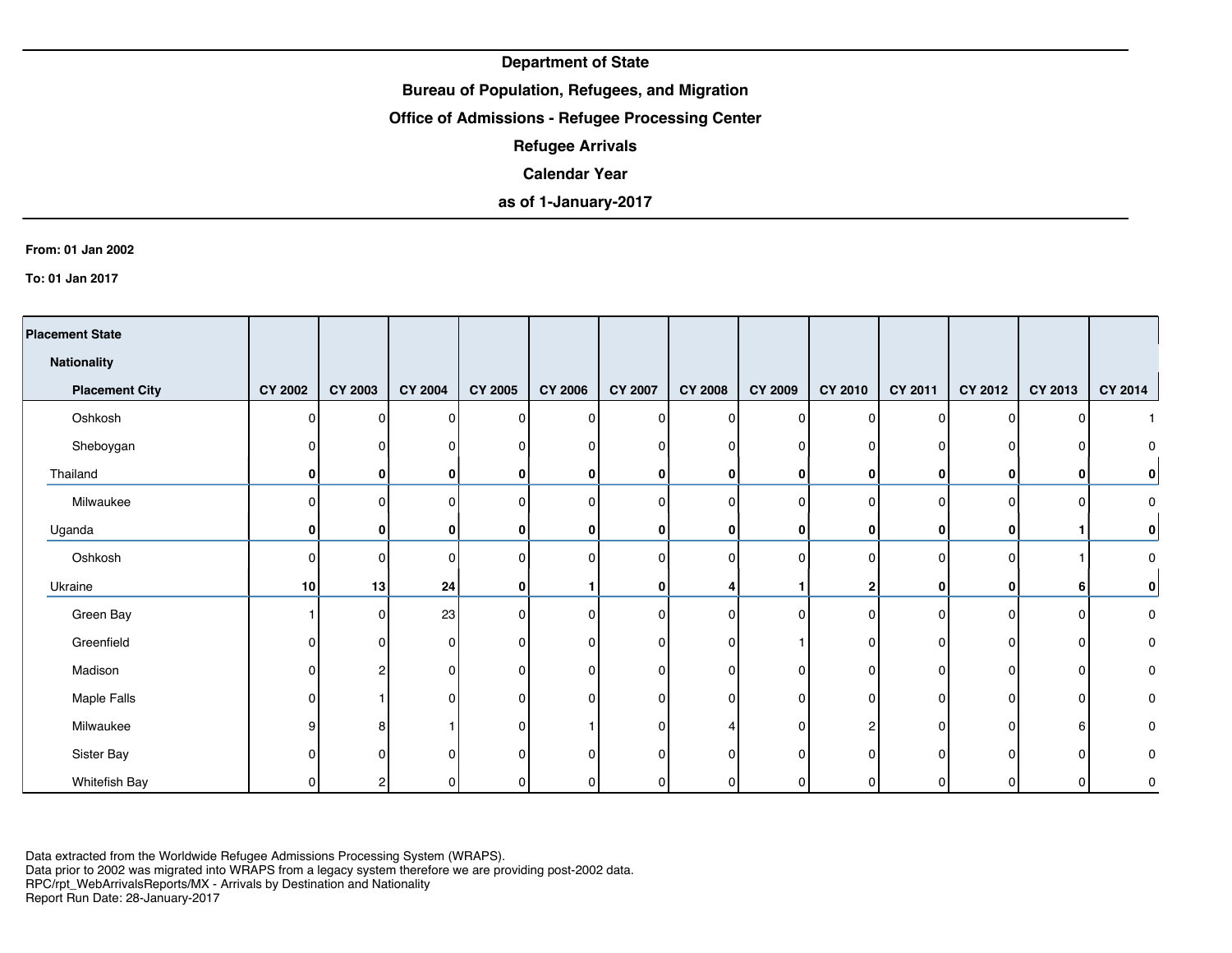**Department of State**

**Bureau of Population, Refugees, and Migration**

**Office of Admissions - Refugee Processing Center**

**Refugee Arrivals**

**Calendar Year**

**as of 1-January-2017**

**From: 01 Jan 2002**

**To: 01 Jan 2017**

| Placement State / Nationality / Placement City | CY 2002 | CY 2003 | CY 2004 | CY 2005 | CY 2006 | CY 2007 | CY 2008 | CY 2009 | CY 2010 | CY 2011 | CY 2012 | CY 2013 | CY 2014 |
|---|---|---|---|---|---|---|---|---|---|---|---|---|---|
| Oshkosh | 0 | 0 | 0 | 0 | 0 | 0 | 0 | 0 | 0 | 0 | 0 | 0 | 1 |
| Sheboygan | 0 | 0 | 0 | 0 | 0 | 0 | 0 | 0 | 0 | 0 | 0 | 0 | 0 |
| **Thailand** | **0** | **0** | **0** | **0** | **0** | **0** | **0** | **0** | **0** | **0** | **0** | **0** | **0** |
| Milwaukee | 0 | 0 | 0 | 0 | 0 | 0 | 0 | 0 | 0 | 0 | 0 | 0 | 0 |
| **Uganda** | **0** | **0** | **0** | **0** | **0** | **0** | **0** | **0** | **0** | **0** | **0** | **1** | **0** |
| Oshkosh | 0 | 0 | 0 | 0 | 0 | 0 | 0 | 0 | 0 | 0 | 0 | 1 | 0 |
| **Ukraine** | **10** | **13** | **24** | **0** | **1** | **0** | **4** | **1** | **2** | **0** | **0** | **6** | **0** |
| Green Bay | 1 | 0 | 23 | 0 | 0 | 0 | 0 | 0 | 0 | 0 | 0 | 0 | 0 |
| Greenfield | 0 | 0 | 0 | 0 | 0 | 0 | 0 | 1 | 0 | 0 | 0 | 0 | 0 |
| Madison | 0 | 2 | 0 | 0 | 0 | 0 | 0 | 0 | 0 | 0 | 0 | 0 | 0 |
| Maple Falls | 0 | 1 | 0 | 0 | 0 | 0 | 0 | 0 | 0 | 0 | 0 | 0 | 0 |
| Milwaukee | 9 | 8 | 1 | 0 | 1 | 0 | 4 | 0 | 2 | 0 | 0 | 6 | 0 |
| Sister Bay | 0 | 0 | 0 | 0 | 0 | 0 | 0 | 0 | 0 | 0 | 0 | 0 | 0 |
| Whitefish Bay | 0 | 2 | 0 | 0 | 0 | 0 | 0 | 0 | 0 | 0 | 0 | 0 | 0 |

Data extracted from the Worldwide Refugee Admissions Processing System (WRAPS).
Data prior to 2002 was migrated into WRAPS from a legacy system therefore we are providing post-2002 data.
RPC/rpt_WebArrivalsReports/MX - Arrivals by Destination and Nationality
Report Run Date: 28-January-2017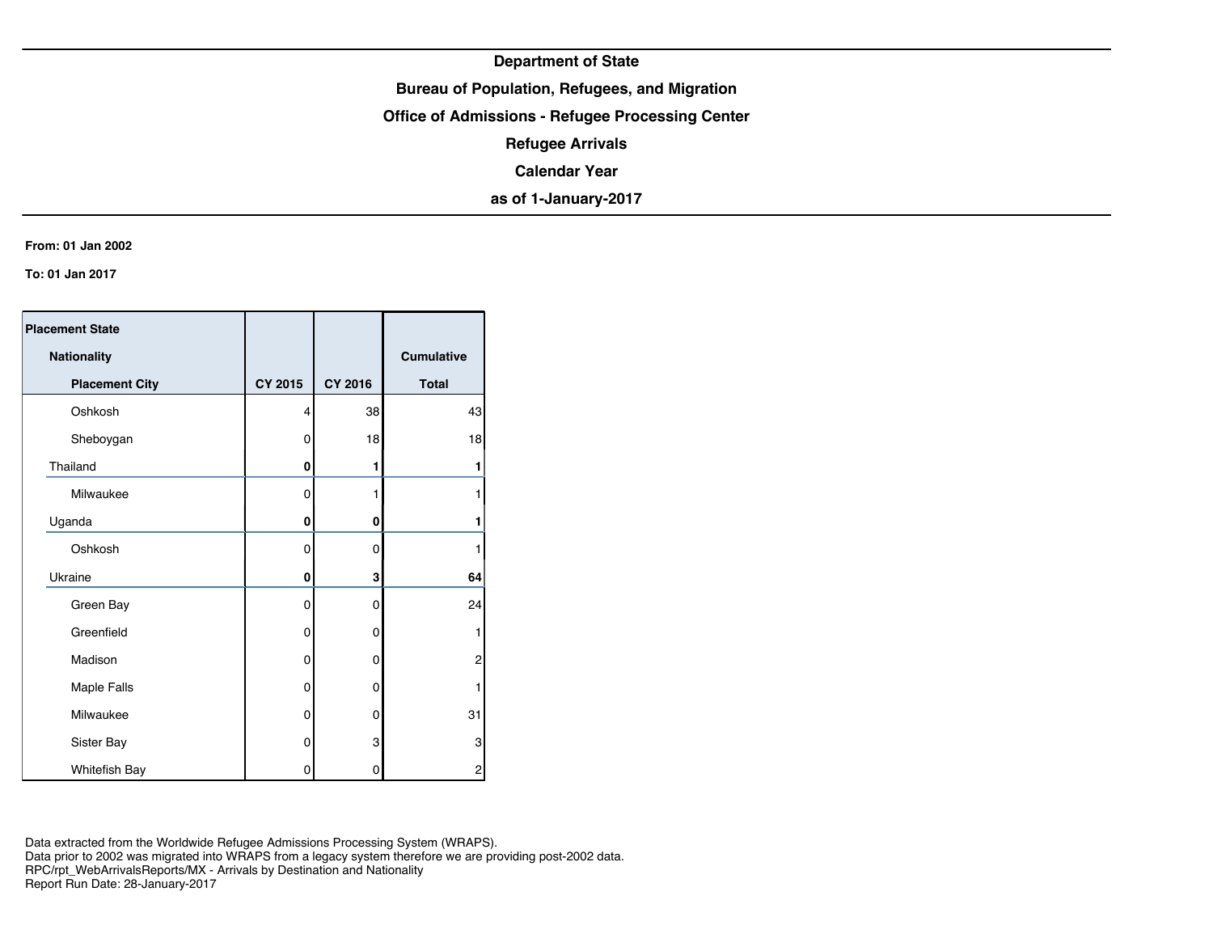**Department of State**

**Bureau of Population, Refugees, and Migration**

**Office of Admissions - Refugee Processing Center**

**Refugee Arrivals**

**Calendar Year**

**as of 1-January-2017**

**From: 01 Jan 2002**

**To: 01 Jan 2017**

| Placement State / Nationality / Placement City | CY 2015 | CY 2016 | Cumulative Total |
|---|---|---|---|
| Oshkosh | 4 | 38 | 43 |
| Sheboygan | 0 | 18 | 18 |
| **Thailand** | **0** | **1** | **1** |
| Milwaukee | 0 | 1 | 1 |
| **Uganda** | **0** | **0** | **1** |
| Oshkosh | 0 | 0 | 1 |
| **Ukraine** | **0** | **3** | **64** |
| Green Bay | 0 | 0 | 24 |
| Greenfield | 0 | 0 | 1 |
| Madison | 0 | 0 | 2 |
| Maple Falls | 0 | 0 | 1 |
| Milwaukee | 0 | 0 | 31 |
| Sister Bay | 0 | 3 | 3 |
| Whitefish Bay | 0 | 0 | 2 |

Data extracted from the Worldwide Refugee Admissions Processing System (WRAPS).
Data prior to 2002 was migrated into WRAPS from a legacy system therefore we are providing post-2002 data.
RPC/rpt_WebArrivalsReports/MX - Arrivals by Destination and Nationality
Report Run Date: 28-January-2017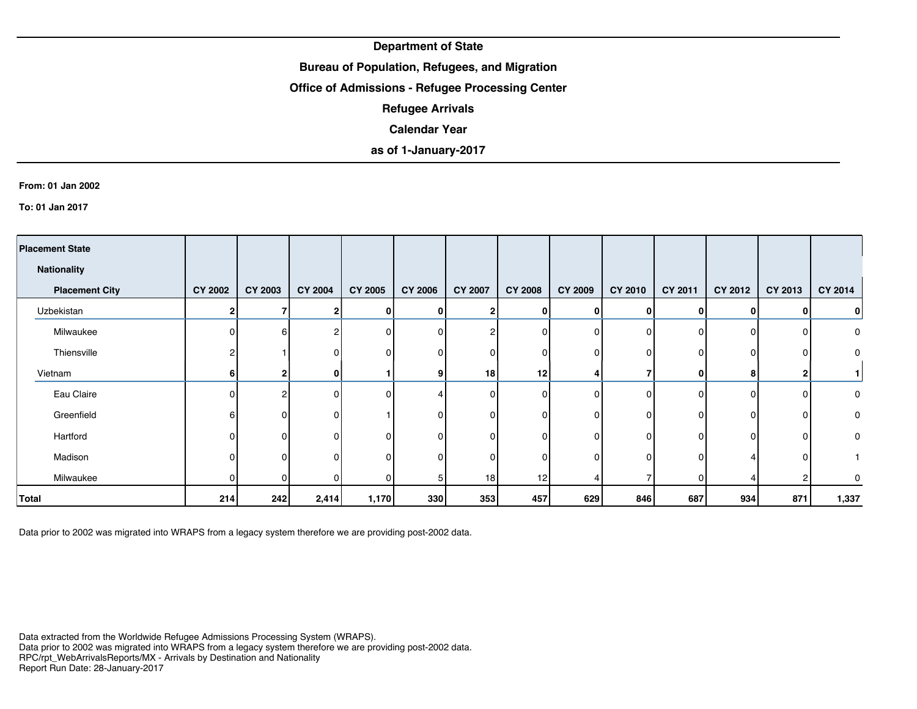**Department of State**

**Bureau of Population, Refugees, and Migration**

**Office of Admissions - Refugee Processing Center**

**Refugee Arrivals**

**Calendar Year**

**as of 1-January-2017**

**From: 01 Jan 2002**

**To: 01 Jan 2017**

| Placement State / Nationality / Placement City | CY 2002 | CY 2003 | CY 2004 | CY 2005 | CY 2006 | CY 2007 | CY 2008 | CY 2009 | CY 2010 | CY 2011 | CY 2012 | CY 2013 | CY 2014 |
|---|---|---|---|---|---|---|---|---|---|---|---|---|---|
| **Uzbekistan** | **2** | **7** | **2** | **0** | **0** | **2** | **0** | **0** | **0** | **0** | **0** | **0** | **0** |
| Milwaukee | 0 | 6 | 2 | 0 | 0 | 2 | 0 | 0 | 0 | 0 | 0 | 0 | 0 |
| Thiensville | 2 | 1 | 0 | 0 | 0 | 0 | 0 | 0 | 0 | 0 | 0 | 0 | 0 |
| **Vietnam** | **6** | **2** | **0** | **1** | **9** | **18** | **12** | **4** | **7** | **0** | **8** | **2** | **1** |
| Eau Claire | 0 | 2 | 0 | 0 | 4 | 0 | 0 | 0 | 0 | 0 | 0 | 0 | 0 |
| Greenfield | 6 | 0 | 0 | 1 | 0 | 0 | 0 | 0 | 0 | 0 | 0 | 0 | 0 |
| Hartford | 0 | 0 | 0 | 0 | 0 | 0 | 0 | 0 | 0 | 0 | 0 | 0 | 0 |
| Madison | 0 | 0 | 0 | 0 | 0 | 0 | 0 | 0 | 0 | 0 | 4 | 0 | 1 |
| Milwaukee | 0 | 0 | 0 | 0 | 5 | 18 | 12 | 4 | 7 | 0 | 4 | 2 | 0 |
| **Total** | **214** | **242** | **2,414** | **1,170** | **330** | **353** | **457** | **629** | **846** | **687** | **934** | **871** | **1,337** |

Data prior to 2002 was migrated into WRAPS from a legacy system therefore we are providing post-2002 data.

Data extracted from the Worldwide Refugee Admissions Processing System (WRAPS).
Data prior to 2002 was migrated into WRAPS from a legacy system therefore we are providing post-2002 data.
RPC/rpt_WebArrivalsReports/MX - Arrivals by Destination and Nationality
Report Run Date: 28-January-2017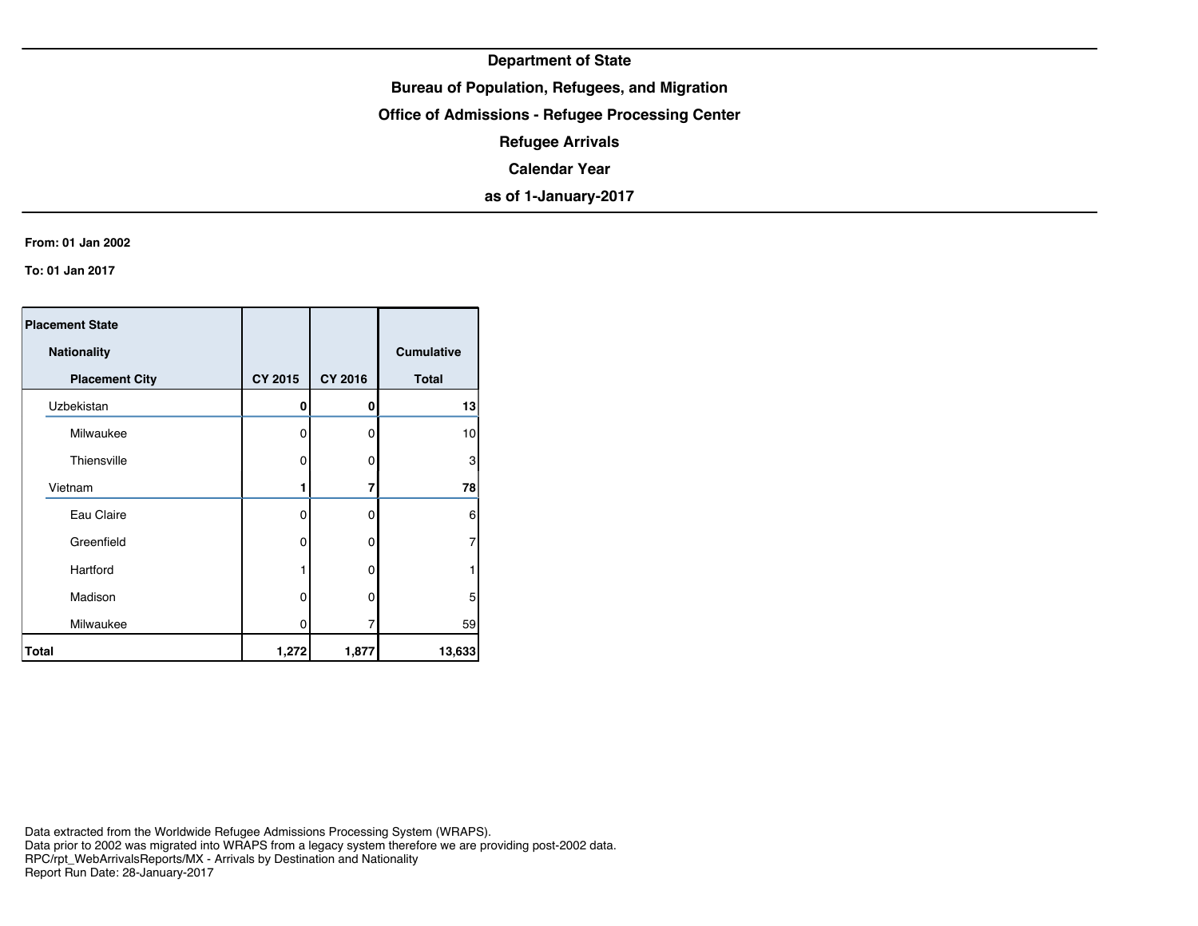**Department of State**

**Bureau of Population, Refugees, and Migration**

**Office of Admissions - Refugee Processing Center**

**Refugee Arrivals**

**Calendar Year**

**as of 1-January-2017**

**From: 01 Jan 2002**

**To: 01 Jan 2017**

| Placement State / Nationality / Placement City | CY 2015 | CY 2016 | Cumulative Total |
|---|---|---|---|
| Uzbekistan | **0** | **0** | **13** |
| Milwaukee | 0 | 0 | 10 |
| Thiensville | 0 | 0 | 3 |
| Vietnam | **1** | **7** | **78** |
| Eau Claire | 0 | 0 | 6 |
| Greenfield | 0 | 0 | 7 |
| Hartford | 1 | 0 | 1 |
| Madison | 0 | 0 | 5 |
| Milwaukee | 0 | 7 | 59 |
| **Total** | **1,272** | **1,877** | **13,633** |

Data extracted from the Worldwide Refugee Admissions Processing System (WRAPS).
Data prior to 2002 was migrated into WRAPS from a legacy system therefore we are providing post-2002 data.
RPC/rpt_WebArrivalsReports/MX - Arrivals by Destination and Nationality
Report Run Date: 28-January-2017